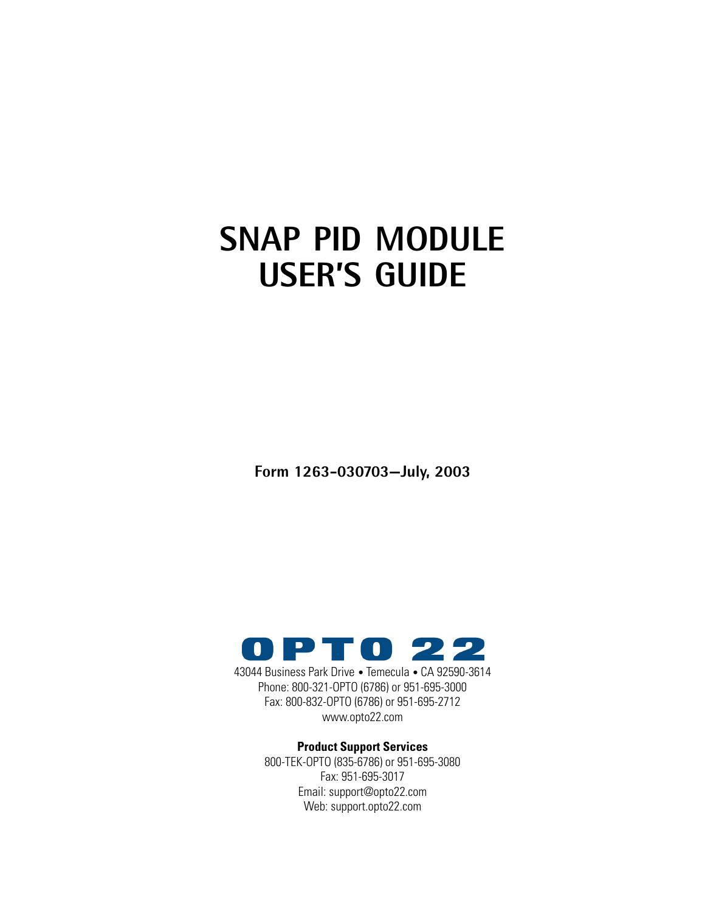# SNAP PID MODULE USER'S GUIDE

**Form 1263-030703—July, 2003**

OPTO 22

43044 Business Park Drive • Temecula • CA 92590-3614
Phone: 800-321-OPTO (6786) or 951-695-3000
Fax: 800-832-OPTO (6786) or 951-695-2712
www.opto22.com

**Product Support Services**

800-TEK-OPTO (835-6786) or 951-695-3080
Fax: 951-695-3017
Email: support@opto22.com
Web: support.opto22.com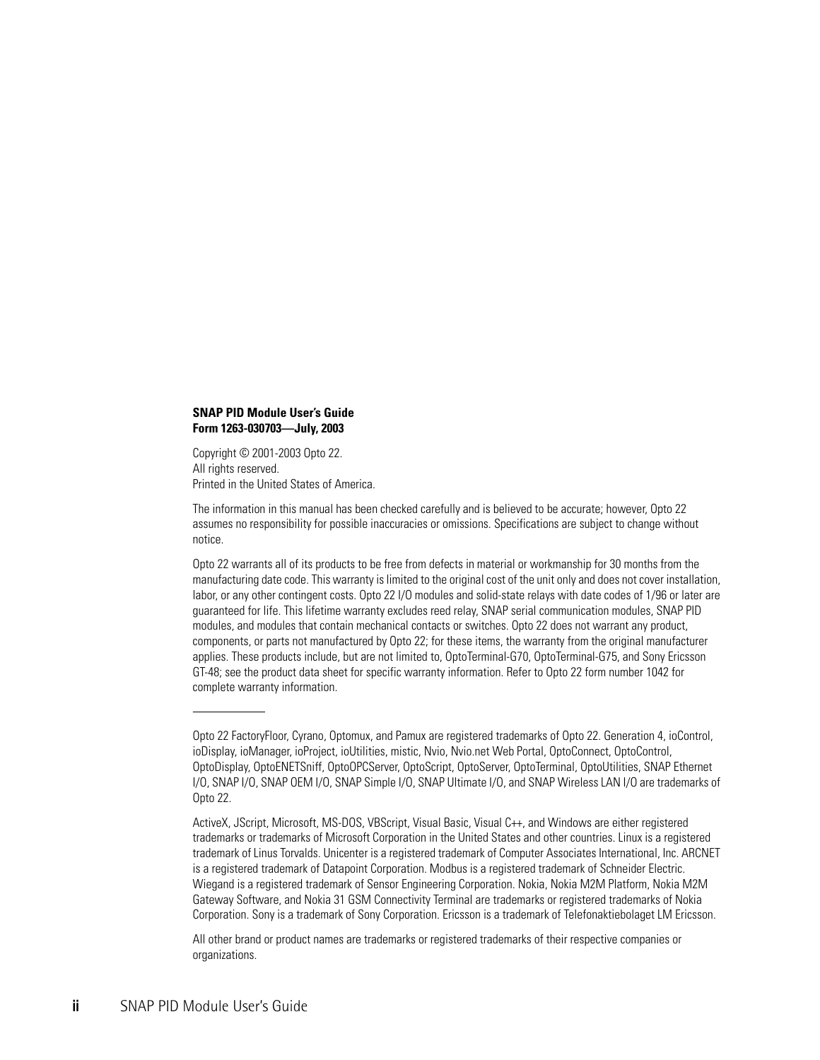**SNAP PID Module User's Guide**
**Form 1263-030703—July, 2003**

Copyright © 2001-2003 Opto 22.
All rights reserved.
Printed in the United States of America.

The information in this manual has been checked carefully and is believed to be accurate; however, Opto 22 assumes no responsibility for possible inaccuracies or omissions. Specifications are subject to change without notice.

Opto 22 warrants all of its products to be free from defects in material or workmanship for 30 months from the manufacturing date code. This warranty is limited to the original cost of the unit only and does not cover installation, labor, or any other contingent costs. Opto 22 I/O modules and solid-state relays with date codes of 1/96 or later are guaranteed for life. This lifetime warranty excludes reed relay, SNAP serial communication modules, SNAP PID modules, and modules that contain mechanical contacts or switches. Opto 22 does not warrant any product, components, or parts not manufactured by Opto 22; for these items, the warranty from the original manufacturer applies. These products include, but are not limited to, OptoTerminal-G70, OptoTerminal-G75, and Sony Ericsson GT-48; see the product data sheet for specific warranty information. Refer to Opto 22 form number 1042 for complete warranty information.

---

Opto 22 FactoryFloor, Cyrano, Optomux, and Pamux are registered trademarks of Opto 22. Generation 4, ioControl, ioDisplay, ioManager, ioProject, ioUtilities, mistic, Nvio, Nvio.net Web Portal, OptoConnect, OptoControl, OptoDisplay, OptoENETSniff, OptoOPCServer, OptoScript, OptoServer, OptoTerminal, OptoUtilities, SNAP Ethernet I/O, SNAP I/O, SNAP OEM I/O, SNAP Simple I/O, SNAP Ultimate I/O, and SNAP Wireless LAN I/O are trademarks of Opto 22.

ActiveX, JScript, Microsoft, MS-DOS, VBScript, Visual Basic, Visual C++, and Windows are either registered trademarks or trademarks of Microsoft Corporation in the United States and other countries. Linux is a registered trademark of Linus Torvalds. Unicenter is a registered trademark of Computer Associates International, Inc. ARCNET is a registered trademark of Datapoint Corporation. Modbus is a registered trademark of Schneider Electric. Wiegand is a registered trademark of Sensor Engineering Corporation. Nokia, Nokia M2M Platform, Nokia M2M Gateway Software, and Nokia 31 GSM Connectivity Terminal are trademarks or registered trademarks of Nokia Corporation. Sony is a trademark of Sony Corporation. Ericsson is a trademark of Telefonaktiebolaget LM Ericsson.

All other brand or product names are trademarks or registered trademarks of their respective companies or organizations.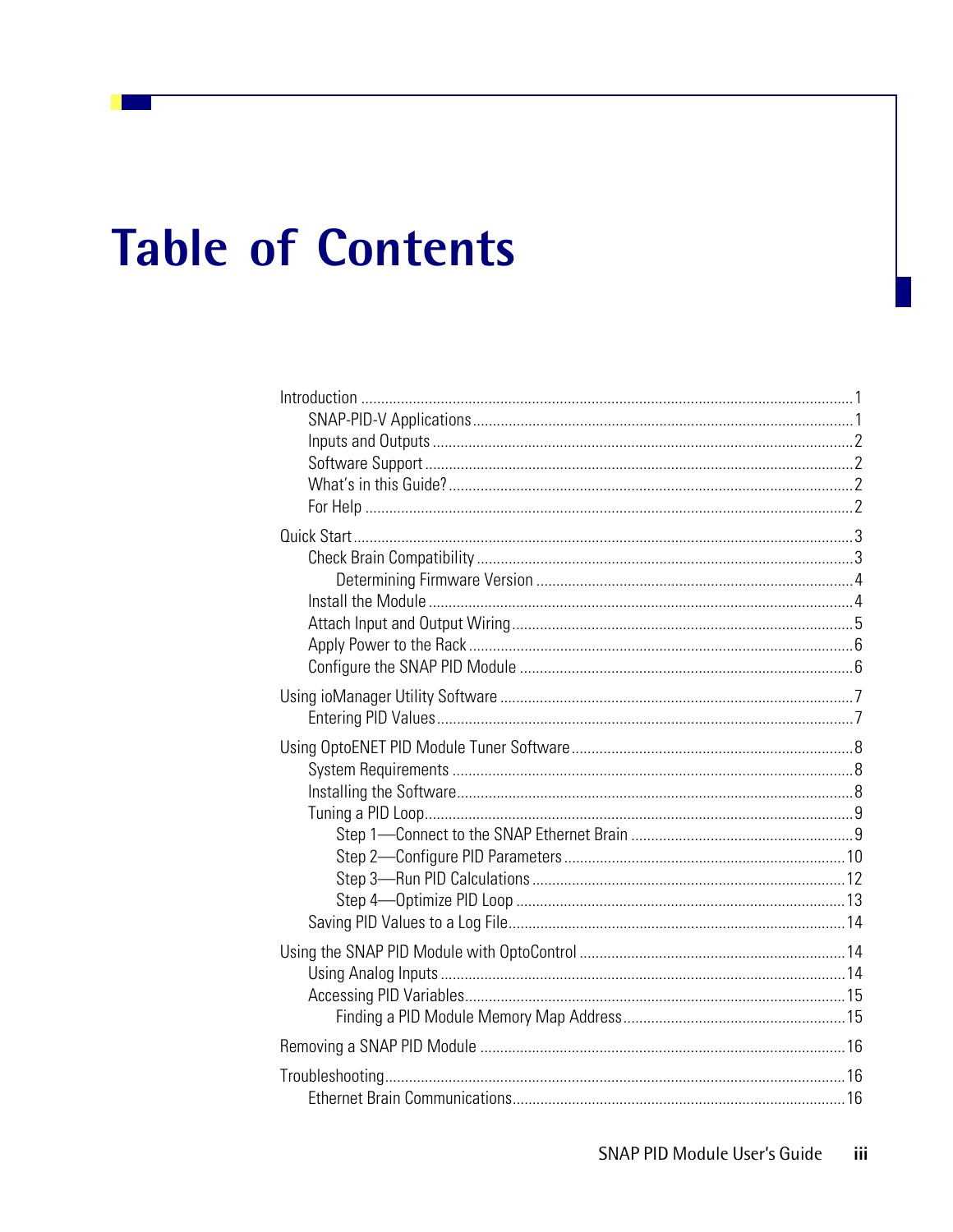# Table of Contents

Introduction ....................................................... 1
- SNAP-PID-V Applications ....................................................... 1
- Inputs and Outputs ....................................................... 2
- Software Support ....................................................... 2
- What's in this Guide? ....................................................... 2
- For Help ....................................................... 2

Quick Start ....................................................... 3
- Check Brain Compatibility ....................................................... 3
  - Determining Firmware Version ....................................................... 4
- Install the Module ....................................................... 4
- Attach Input and Output Wiring ....................................................... 5
- Apply Power to the Rack ....................................................... 6
- Configure the SNAP PID Module ....................................................... 6

Using ioManager Utility Software ....................................................... 7
- Entering PID Values ....................................................... 7

Using OptoENET PID Module Tuner Software ....................................................... 8
- System Requirements ....................................................... 8
- Installing the Software ....................................................... 8
- Tuning a PID Loop ....................................................... 9
  - Step 1—Connect to the SNAP Ethernet Brain ....................................................... 9
  - Step 2—Configure PID Parameters ....................................................... 10
  - Step 3—Run PID Calculations ....................................................... 12
  - Step 4—Optimize PID Loop ....................................................... 13
- Saving PID Values to a Log File ....................................................... 14

Using the SNAP PID Module with OptoControl ....................................................... 14
- Using Analog Inputs ....................................................... 14
- Accessing PID Variables ....................................................... 15
  - Finding a PID Module Memory Map Address ....................................................... 15

Removing a SNAP PID Module ....................................................... 16

Troubleshooting ....................................................... 16
- Ethernet Brain Communications ....................................................... 16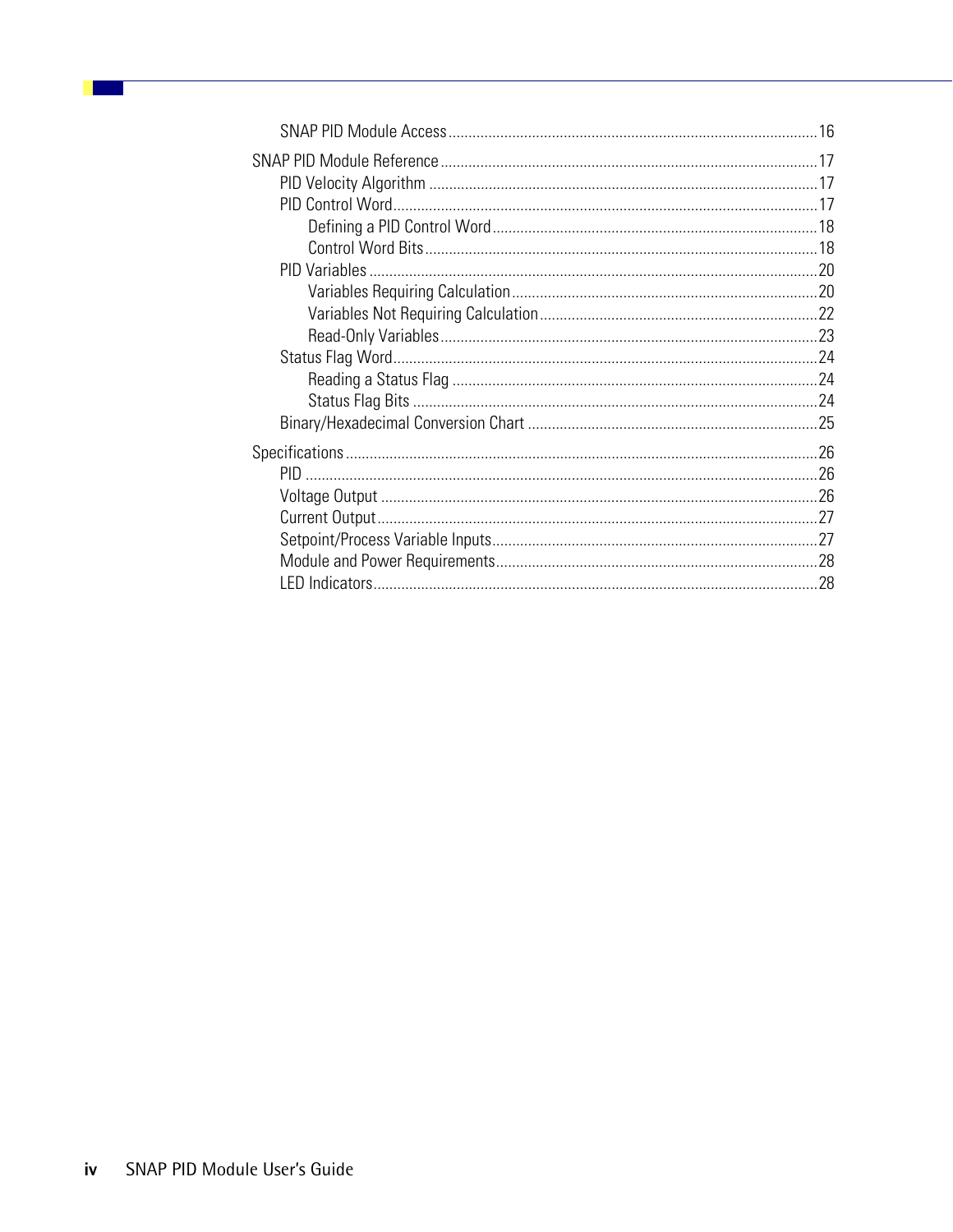SNAP PID Module Access ....................................................................................16

SNAP PID Module Reference ........................................................................17
- PID Velocity Algorithm ...........................................................................17
- PID Control Word.....................................................................................17
  - Defining a PID Control Word ...............................................................18
  - Control Word Bits .................................................................................18
- PID Variables ...........................................................................................20
  - Variables Requiring Calculation ...........................................................20
  - Variables Not Requiring Calculation .....................................................22
  - Read-Only Variables .............................................................................23
- Status Flag Word......................................................................................24
  - Reading a Status Flag ..........................................................................24
  - Status Flag Bits ....................................................................................24
- Binary/Hexadecimal Conversion Chart .....................................................25

Specifications .................................................................................................26
- PID ...........................................................................................................26
- Voltage Output .........................................................................................26
- Current Output..........................................................................................27
- Setpoint/Process Variable Inputs..............................................................27
- Module and Power Requirements..............................................................28
- LED Indicators...........................................................................................28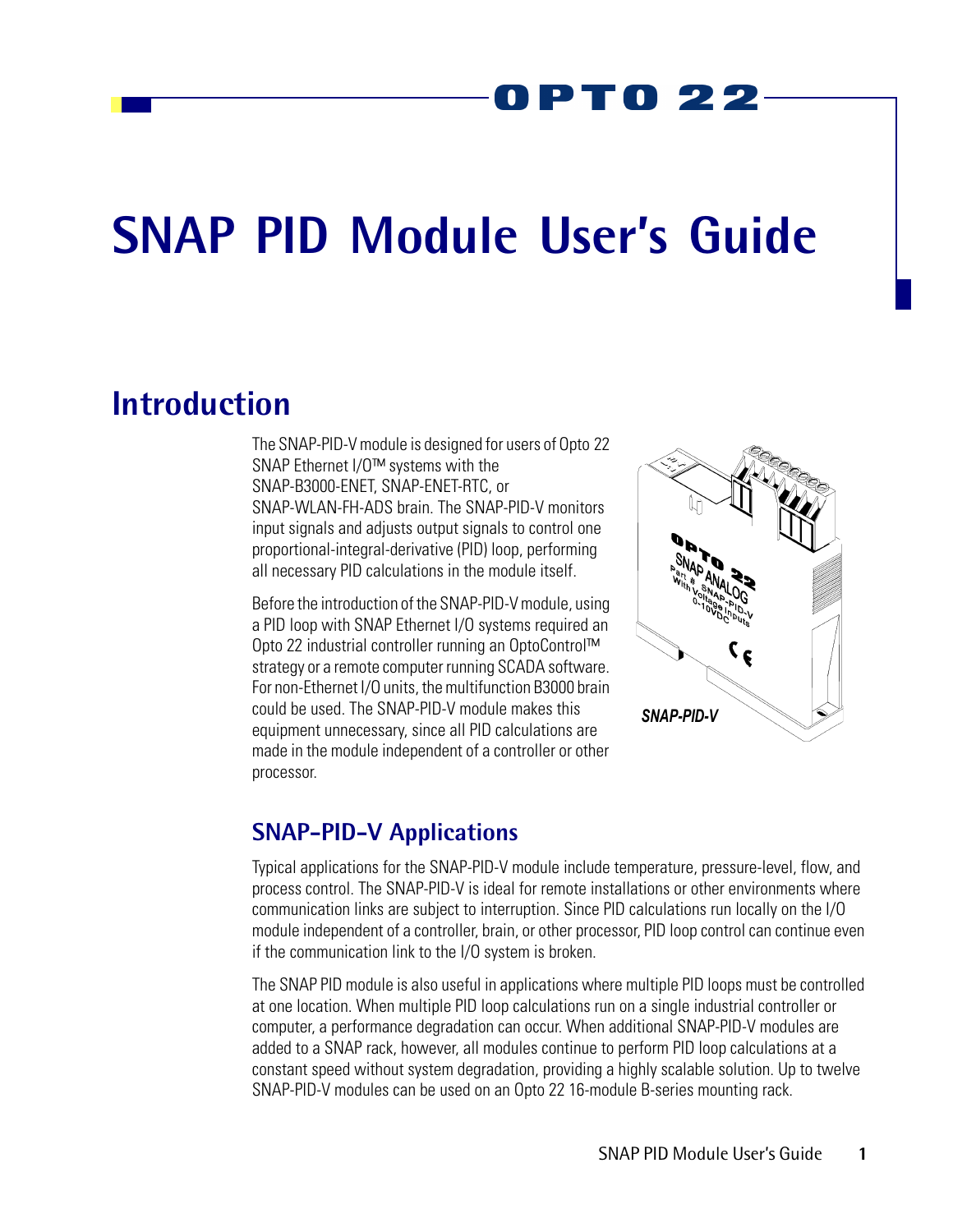# SNAP PID Module User's Guide

## Introduction

The SNAP-PID-V module is designed for users of Opto 22 SNAP Ethernet I/O™ systems with the SNAP-B3000-ENET, SNAP-ENET-RTC, or SNAP-WLAN-FH-ADS brain. The SNAP-PID-V monitors input signals and adjusts output signals to control one proportional-integral-derivative (PID) loop, performing all necessary PID calculations in the module itself.

Before the introduction of the SNAP-PID-V module, using a PID loop with SNAP Ethernet I/O systems required an Opto 22 industrial controller running an OptoControl™ strategy or a remote computer running SCADA software. For non-Ethernet I/O units, the multifunction B3000 brain could be used. The SNAP-PID-V module makes this equipment unnecessary, since all PID calculations are made in the module independent of a controller or other processor.

*SNAP-PID-V*

### SNAP-PID-V Applications

Typical applications for the SNAP-PID-V module include temperature, pressure-level, flow, and process control. The SNAP-PID-V is ideal for remote installations or other environments where communication links are subject to interruption. Since PID calculations run locally on the I/O module independent of a controller, brain, or other processor, PID loop control can continue even if the communication link to the I/O system is broken.

The SNAP PID module is also useful in applications where multiple PID loops must be controlled at one location. When multiple PID loop calculations run on a single industrial controller or computer, a performance degradation can occur. When additional SNAP-PID-V modules are added to a SNAP rack, however, all modules continue to perform PID loop calculations at a constant speed without system degradation, providing a highly scalable solution. Up to twelve SNAP-PID-V modules can be used on an Opto 22 16-module B-series mounting rack.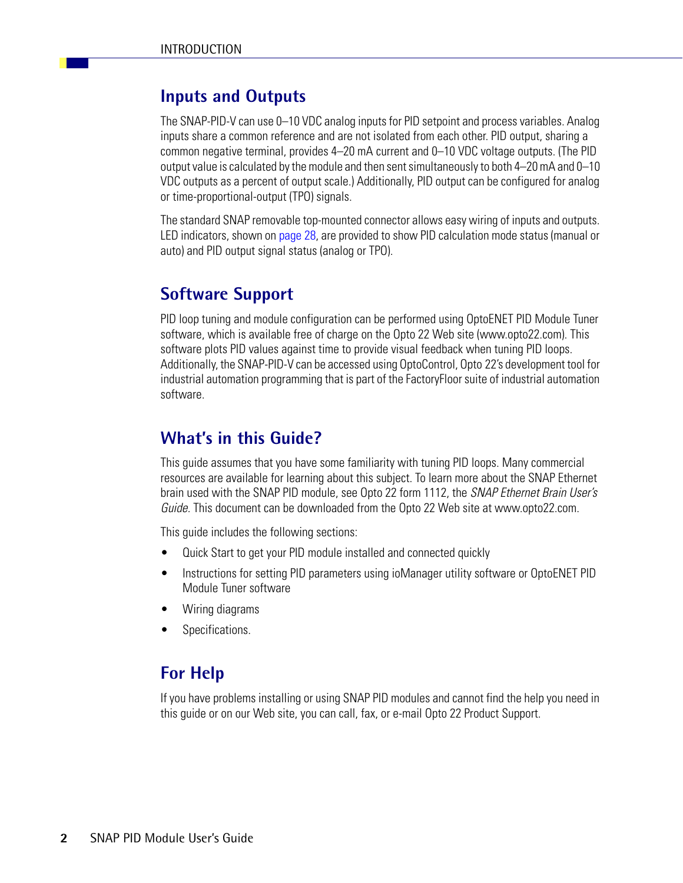## Inputs and Outputs

The SNAP-PID-V can use 0–10 VDC analog inputs for PID setpoint and process variables. Analog inputs share a common reference and are not isolated from each other. PID output, sharing a common negative terminal, provides 4–20 mA current and 0–10 VDC voltage outputs. (The PID output value is calculated by the module and then sent simultaneously to both 4–20 mA and 0–10 VDC outputs as a percent of output scale.) Additionally, PID output can be configured for analog or time-proportional-output (TPO) signals.

The standard SNAP removable top-mounted connector allows easy wiring of inputs and outputs. LED indicators, shown on page 28, are provided to show PID calculation mode status (manual or auto) and PID output signal status (analog or TPO).

## Software Support

PID loop tuning and module configuration can be performed using OptoENET PID Module Tuner software, which is available free of charge on the Opto 22 Web site (www.opto22.com). This software plots PID values against time to provide visual feedback when tuning PID loops. Additionally, the SNAP-PID-V can be accessed using OptoControl, Opto 22's development tool for industrial automation programming that is part of the FactoryFloor suite of industrial automation software.

## What's in this Guide?

This guide assumes that you have some familiarity with tuning PID loops. Many commercial resources are available for learning about this subject. To learn more about the SNAP Ethernet brain used with the SNAP PID module, see Opto 22 form 1112, the *SNAP Ethernet Brain User's Guide*. This document can be downloaded from the Opto 22 Web site at www.opto22.com.

This guide includes the following sections:

- Quick Start to get your PID module installed and connected quickly
- Instructions for setting PID parameters using ioManager utility software or OptoENET PID Module Tuner software
- Wiring diagrams
- Specifications.

## For Help

If you have problems installing or using SNAP PID modules and cannot find the help you need in this guide or on our Web site, you can call, fax, or e-mail Opto 22 Product Support.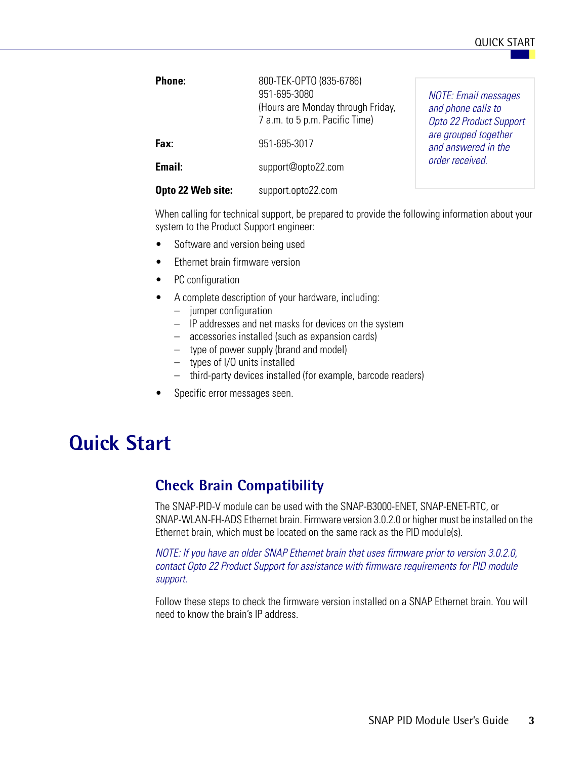| | |
|---|---|
| **Phone:** | 800-TEK-OPTO (835-6786)<br>951-695-3080<br>(Hours are Monday through Friday, 7 a.m. to 5 p.m. Pacific Time) |
| **Fax:** | 951-695-3017 |
| **Email:** | support@opto22.com |
| **Opto 22 Web site:** | support.opto22.com |

*NOTE: Email messages and phone calls to Opto 22 Product Support are grouped together and answered in the order received.*

When calling for technical support, be prepared to provide the following information about your system to the Product Support engineer:

- Software and version being used
- Ethernet brain firmware version
- PC configuration
- A complete description of your hardware, including:
  - jumper configuration
  - IP addresses and net masks for devices on the system
  - accessories installed (such as expansion cards)
  - type of power supply (brand and model)
  - types of I/O units installed
  - third-party devices installed (for example, barcode readers)
- Specific error messages seen.

# Quick Start

## Check Brain Compatibility

The SNAP-PID-V module can be used with the SNAP-B3000-ENET, SNAP-ENET-RTC, or SNAP-WLAN-FH-ADS Ethernet brain. Firmware version 3.0.2.0 or higher must be installed on the Ethernet brain, which must be located on the same rack as the PID module(s).

*NOTE: If you have an older SNAP Ethernet brain that uses firmware prior to version 3.0.2.0, contact Opto 22 Product Support for assistance with firmware requirements for PID module support.*

Follow these steps to check the firmware version installed on a SNAP Ethernet brain. You will need to know the brain's IP address.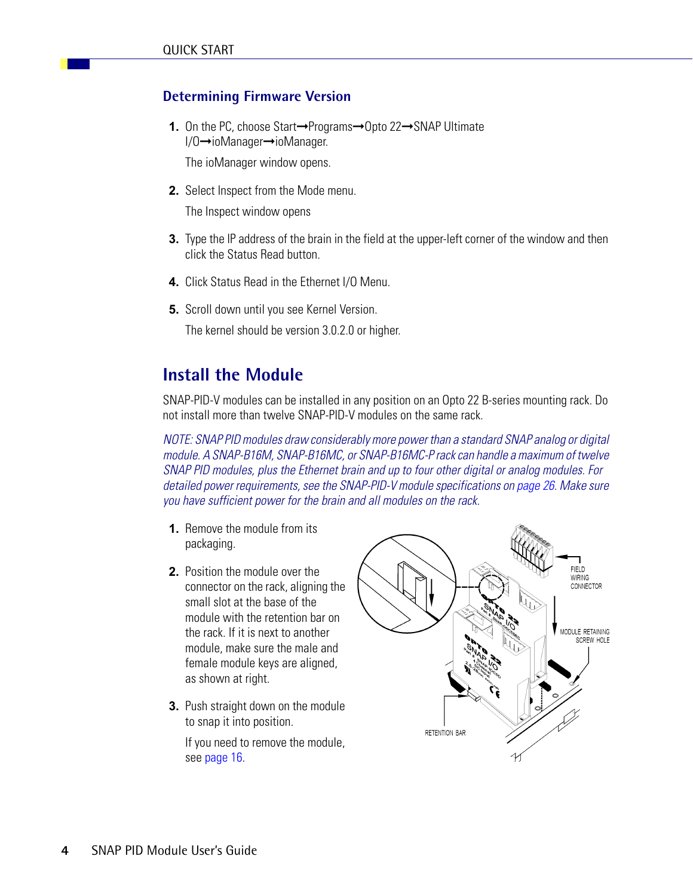## Determining Firmware Version

1. On the PC, choose Start➞Programs➞Opto 22➞SNAP Ultimate I/O➞ioManager➞ioManager.

   The ioManager window opens.

2. Select Inspect from the Mode menu.

   The Inspect window opens

3. Type the IP address of the brain in the field at the upper-left corner of the window and then click the Status Read button.

4. Click Status Read in the Ethernet I/O Menu.

5. Scroll down until you see Kernel Version.

   The kernel should be version 3.0.2.0 or higher.

# Install the Module

SNAP-PID-V modules can be installed in any position on an Opto 22 B-series mounting rack. Do not install more than twelve SNAP-PID-V modules on the same rack.

*NOTE: SNAP PID modules draw considerably more power than a standard SNAP analog or digital module. A SNAP-B16M, SNAP-B16MC, or SNAP-B16MC-P rack can handle a maximum of twelve SNAP PID modules, plus the Ethernet brain and up to four other digital or analog modules. For detailed power requirements, see the SNAP-PID-V module specifications on page 26. Make sure you have sufficient power for the brain and all modules on the rack.*

1. Remove the module from its packaging.

2. Position the module over the connector on the rack, aligning the small slot at the base of the module with the retention bar on the rack. If it is next to another module, make sure the male and female module keys are aligned, as shown at right.

3. Push straight down on the module to snap it into position.

   If you need to remove the module, see page 16.

FIELD WIRING CONNECTOR

MODULE RETAINING SCREW HOLE

RETENTION BAR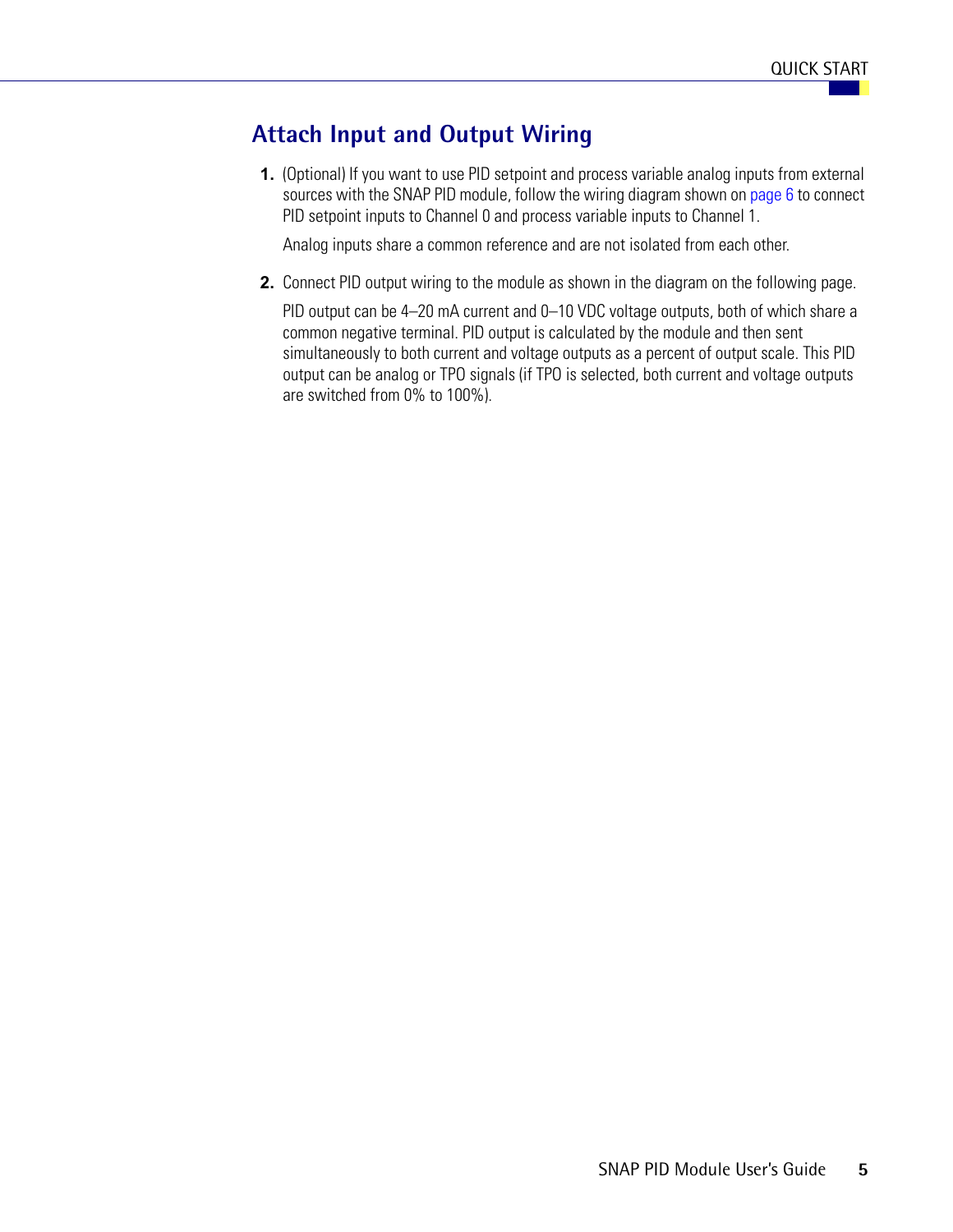## Attach Input and Output Wiring

1. (Optional) If you want to use PID setpoint and process variable analog inputs from external sources with the SNAP PID module, follow the wiring diagram shown on page 6 to connect PID setpoint inputs to Channel 0 and process variable inputs to Channel 1.

   Analog inputs share a common reference and are not isolated from each other.

2. Connect PID output wiring to the module as shown in the diagram on the following page.

   PID output can be 4–20 mA current and 0–10 VDC voltage outputs, both of which share a common negative terminal. PID output is calculated by the module and then sent simultaneously to both current and voltage outputs as a percent of output scale. This PID output can be analog or TPO signals (if TPO is selected, both current and voltage outputs are switched from 0% to 100%).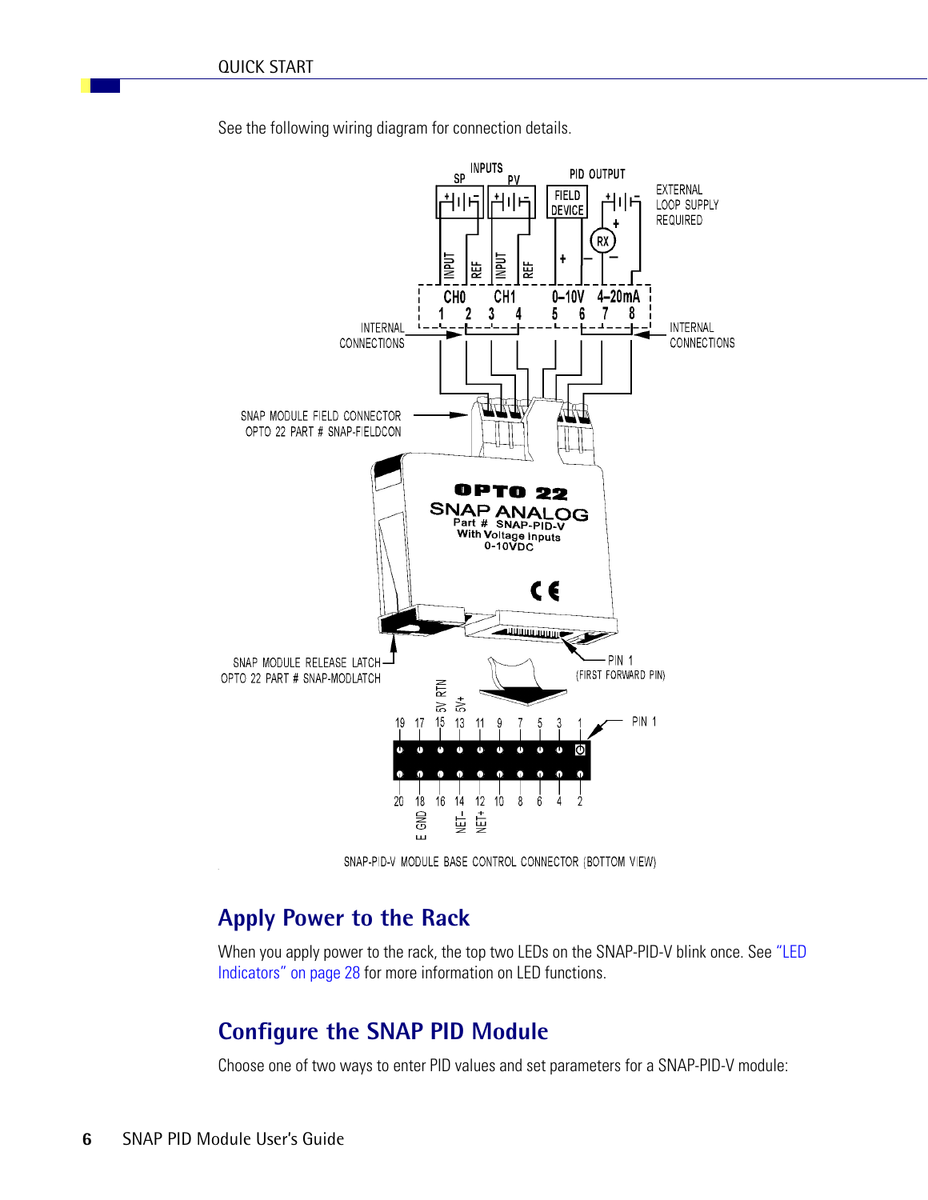See the following wiring diagram for connection details.

INPUTS SP PV PID OUTPUT FIELD DEVICE EXTERNAL LOOP SUPPLY REQUIRED RX INPUT REF INPUT REF CH0 CH1 0–10V 4–20mA 1 2 3 4 5 6 7 8 INTERNAL CONNECTIONS INTERNAL CONNECTIONS

SNAP MODULE FIELD CONNECTOR OPTO 22 PART # SNAP-FIELDCON

OPTO 22 SNAP ANALOG Part # SNAP-PID-V With Voltage Inputs 0-10VDC

SNAP MODULE RELEASE LATCH OPTO 22 PART # SNAP-MODLATCH

PIN 1 (FIRST FORWARD PIN)

5V RTN 5V+ 19 17 15 13 11 9 7 5 3 1 PIN 1

20 18 16 14 12 10 8 6 4 2 E GND NET– NET+

SNAP-PID-V MODULE BASE CONTROL CONNECTOR (BOTTOM VIEW)

## Apply Power to the Rack

When you apply power to the rack, the top two LEDs on the SNAP-PID-V blink once. See "LED Indicators" on page 28 for more information on LED functions.

## Configure the SNAP PID Module

Choose one of two ways to enter PID values and set parameters for a SNAP-PID-V module: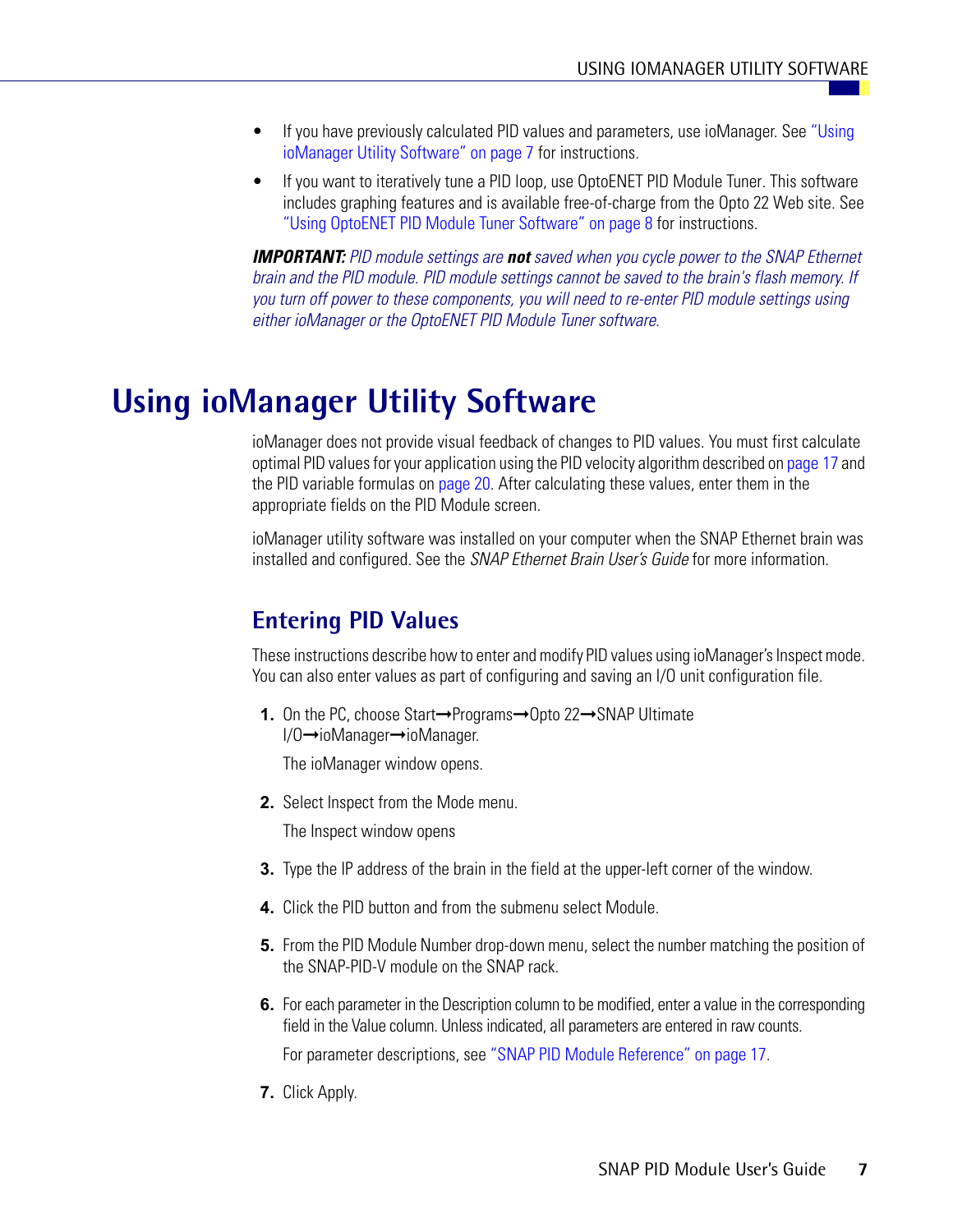- If you have previously calculated PID values and parameters, use ioManager. See "Using ioManager Utility Software" on page 7 for instructions.
- If you want to iteratively tune a PID loop, use OptoENET PID Module Tuner. This software includes graphing features and is available free-of-charge from the Opto 22 Web site. See "Using OptoENET PID Module Tuner Software" on page 8 for instructions.

***IMPORTANT:*** *PID module settings are* ***not*** *saved when you cycle power to the SNAP Ethernet brain and the PID module. PID module settings cannot be saved to the brain's flash memory. If you turn off power to these components, you will need to re-enter PID module settings using either ioManager or the OptoENET PID Module Tuner software.*

# Using ioManager Utility Software

ioManager does not provide visual feedback of changes to PID values. You must first calculate optimal PID values for your application using the PID velocity algorithm described on page 17 and the PID variable formulas on page 20. After calculating these values, enter them in the appropriate fields on the PID Module screen.

ioManager utility software was installed on your computer when the SNAP Ethernet brain was installed and configured. See the *SNAP Ethernet Brain User's Guide* for more information.

## Entering PID Values

These instructions describe how to enter and modify PID values using ioManager's Inspect mode. You can also enter values as part of configuring and saving an I/O unit configuration file.

1. On the PC, choose Start→Programs→Opto 22→SNAP Ultimate I/O→ioManager→ioManager.

   The ioManager window opens.

2. Select Inspect from the Mode menu.

   The Inspect window opens

3. Type the IP address of the brain in the field at the upper-left corner of the window.

4. Click the PID button and from the submenu select Module.

5. From the PID Module Number drop-down menu, select the number matching the position of the SNAP-PID-V module on the SNAP rack.

6. For each parameter in the Description column to be modified, enter a value in the corresponding field in the Value column. Unless indicated, all parameters are entered in raw counts.

   For parameter descriptions, see "SNAP PID Module Reference" on page 17.

7. Click Apply.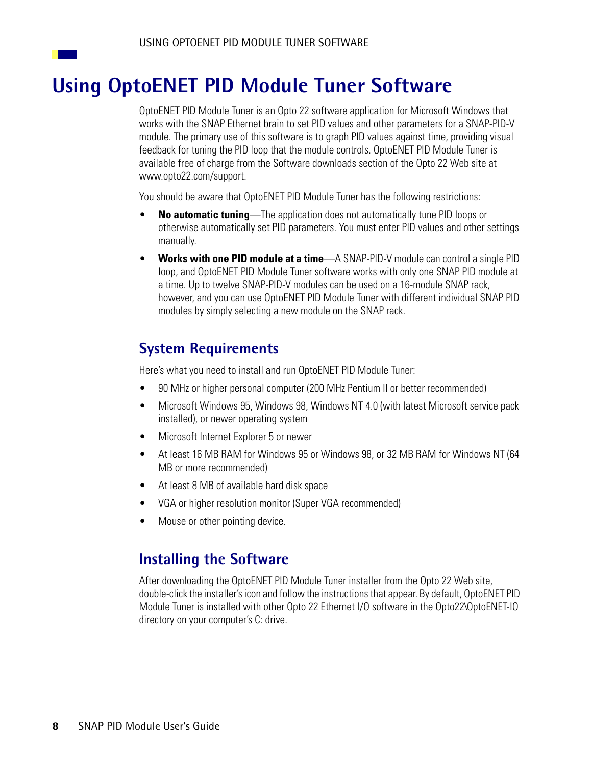# Using OptoENET PID Module Tuner Software

OptoENET PID Module Tuner is an Opto 22 software application for Microsoft Windows that works with the SNAP Ethernet brain to set PID values and other parameters for a SNAP-PID-V module. The primary use of this software is to graph PID values against time, providing visual feedback for tuning the PID loop that the module controls. OptoENET PID Module Tuner is available free of charge from the Software downloads section of the Opto 22 Web site at www.opto22.com/support.

You should be aware that OptoENET PID Module Tuner has the following restrictions:

- **No automatic tuning**—The application does not automatically tune PID loops or otherwise automatically set PID parameters. You must enter PID values and other settings manually.
- **Works with one PID module at a time**—A SNAP-PID-V module can control a single PID loop, and OptoENET PID Module Tuner software works with only one SNAP PID module at a time. Up to twelve SNAP-PID-V modules can be used on a 16-module SNAP rack, however, and you can use OptoENET PID Module Tuner with different individual SNAP PID modules by simply selecting a new module on the SNAP rack.

## System Requirements

Here's what you need to install and run OptoENET PID Module Tuner:

- 90 MHz or higher personal computer (200 MHz Pentium II or better recommended)
- Microsoft Windows 95, Windows 98, Windows NT 4.0 (with latest Microsoft service pack installed), or newer operating system
- Microsoft Internet Explorer 5 or newer
- At least 16 MB RAM for Windows 95 or Windows 98, or 32 MB RAM for Windows NT (64 MB or more recommended)
- At least 8 MB of available hard disk space
- VGA or higher resolution monitor (Super VGA recommended)
- Mouse or other pointing device.

## Installing the Software

After downloading the OptoENET PID Module Tuner installer from the Opto 22 Web site, double-click the installer's icon and follow the instructions that appear. By default, OptoENET PID Module Tuner is installed with other Opto 22 Ethernet I/O software in the Opto22\OptoENET-IO directory on your computer's C: drive.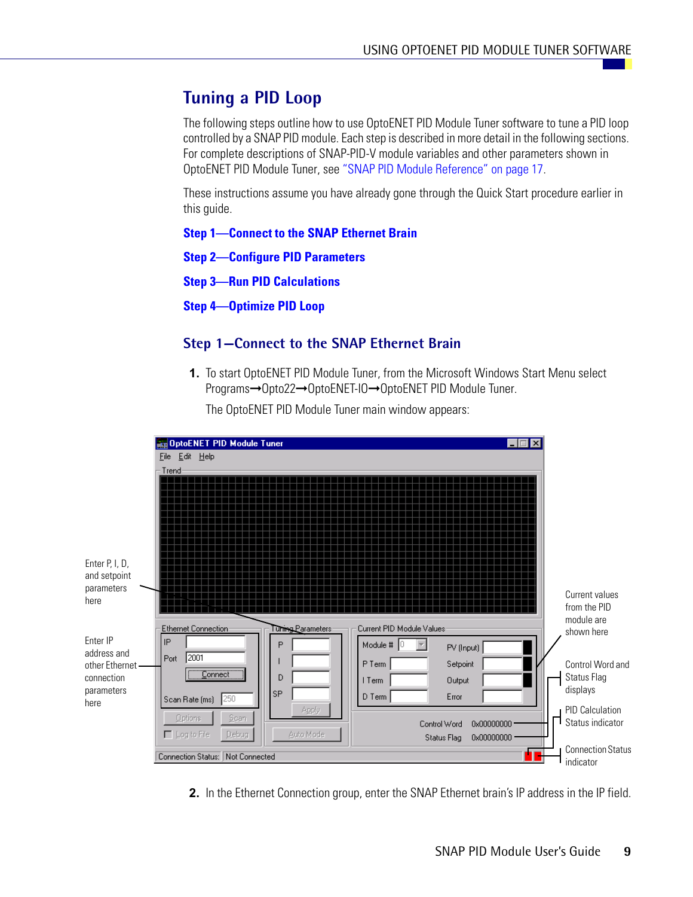# Tuning a PID Loop

The following steps outline how to use OptoENET PID Module Tuner software to tune a PID loop controlled by a SNAP PID module. Each step is described in more detail in the following sections. For complete descriptions of SNAP-PID-V module variables and other parameters shown in OptoENET PID Module Tuner, see "SNAP PID Module Reference" on page 17.

These instructions assume you have already gone through the Quick Start procedure earlier in this guide.

**Step 1—Connect to the SNAP Ethernet Brain**

**Step 2—Configure PID Parameters**

**Step 3—Run PID Calculations**

**Step 4—Optimize PID Loop**

## Step 1—Connect to the SNAP Ethernet Brain

1. To start OptoENET PID Module Tuner, from the Microsoft Windows Start Menu select Programs→Opto22→OptoENET-IO→OptoENET PID Module Tuner.

   The OptoENET PID Module Tuner main window appears:

Enter P, I, D, and setpoint parameters here

Enter IP address and other Ethernet connection parameters here

Current values from the PID module are shown here

Control Word and Status Flag displays

PID Calculation Status indicator

Connection Status indicator

2. In the Ethernet Connection group, enter the SNAP Ethernet brain's IP address in the IP field.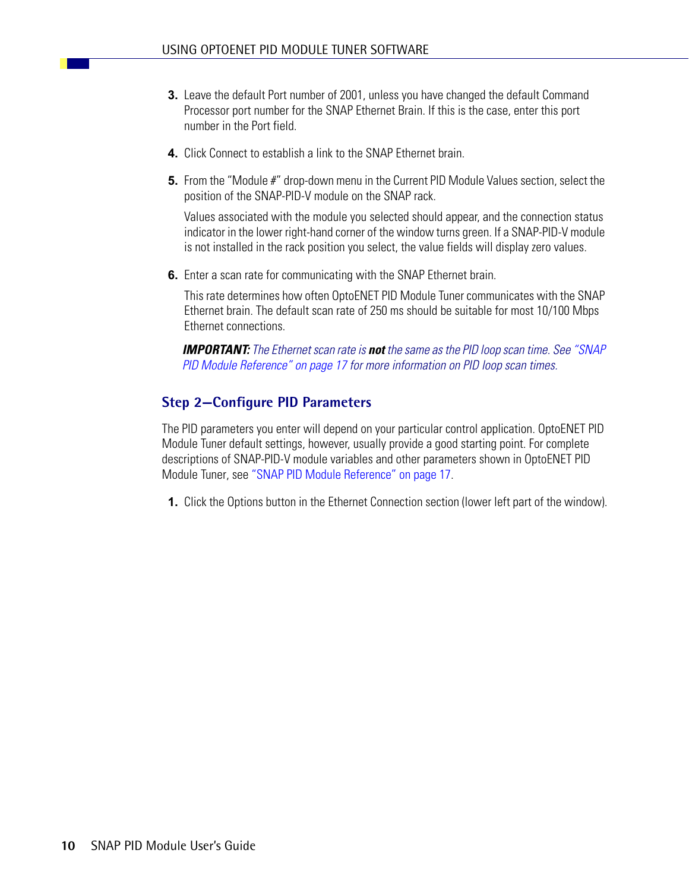3. Leave the default Port number of 2001, unless you have changed the default Command Processor port number for the SNAP Ethernet Brain. If this is the case, enter this port number in the Port field.

4. Click Connect to establish a link to the SNAP Ethernet brain.

5. From the "Module #" drop-down menu in the Current PID Module Values section, select the position of the SNAP-PID-V module on the SNAP rack.

   Values associated with the module you selected should appear, and the connection status indicator in the lower right-hand corner of the window turns green. If a SNAP-PID-V module is not installed in the rack position you select, the value fields will display zero values.

6. Enter a scan rate for communicating with the SNAP Ethernet brain.

   This rate determines how often OptoENET PID Module Tuner communicates with the SNAP Ethernet brain. The default scan rate of 250 ms should be suitable for most 10/100 Mbps Ethernet connections.

   ***IMPORTANT:*** *The Ethernet scan rate is* ***not*** *the same as the PID loop scan time. See "SNAP PID Module Reference" on page 17 for more information on PID loop scan times.*

### Step 2—Configure PID Parameters

The PID parameters you enter will depend on your particular control application. OptoENET PID Module Tuner default settings, however, usually provide a good starting point. For complete descriptions of SNAP-PID-V module variables and other parameters shown in OptoENET PID Module Tuner, see "SNAP PID Module Reference" on page 17.

1. Click the Options button in the Ethernet Connection section (lower left part of the window).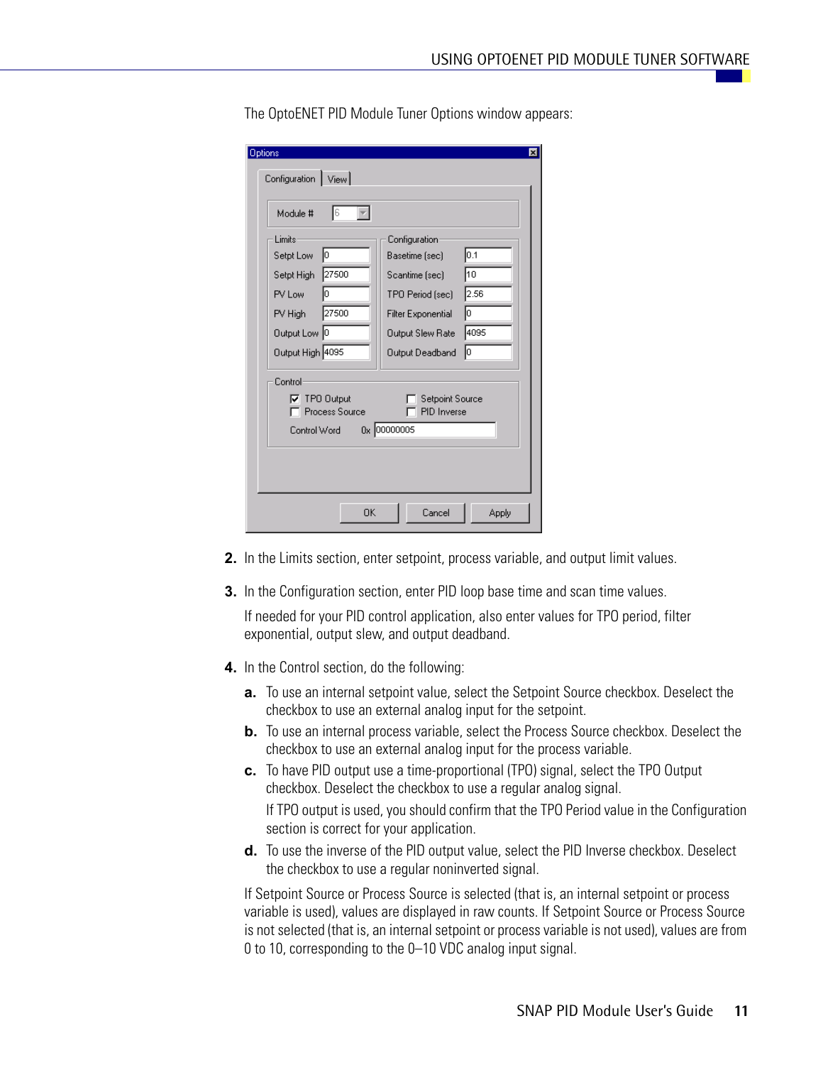The OptoENET PID Module Tuner Options window appears:

2. In the Limits section, enter setpoint, process variable, and output limit values.

3. In the Configuration section, enter PID loop base time and scan time values.

   If needed for your PID control application, also enter values for TPO period, filter exponential, output slew, and output deadband.

4. In the Control section, do the following:

   a. To use an internal setpoint value, select the Setpoint Source checkbox. Deselect the checkbox to use an external analog input for the setpoint.

   b. To use an internal process variable, select the Process Source checkbox. Deselect the checkbox to use an external analog input for the process variable.

   c. To have PID output use a time-proportional (TPO) signal, select the TPO Output checkbox. Deselect the checkbox to use a regular analog signal.

      If TPO output is used, you should confirm that the TPO Period value in the Configuration section is correct for your application.

   d. To use the inverse of the PID output value, select the PID Inverse checkbox. Deselect the checkbox to use a regular noninverted signal.

   If Setpoint Source or Process Source is selected (that is, an internal setpoint or process variable is used), values are displayed in raw counts. If Setpoint Source or Process Source is not selected (that is, an internal setpoint or process variable is not used), values are from 0 to 10, corresponding to the 0–10 VDC analog input signal.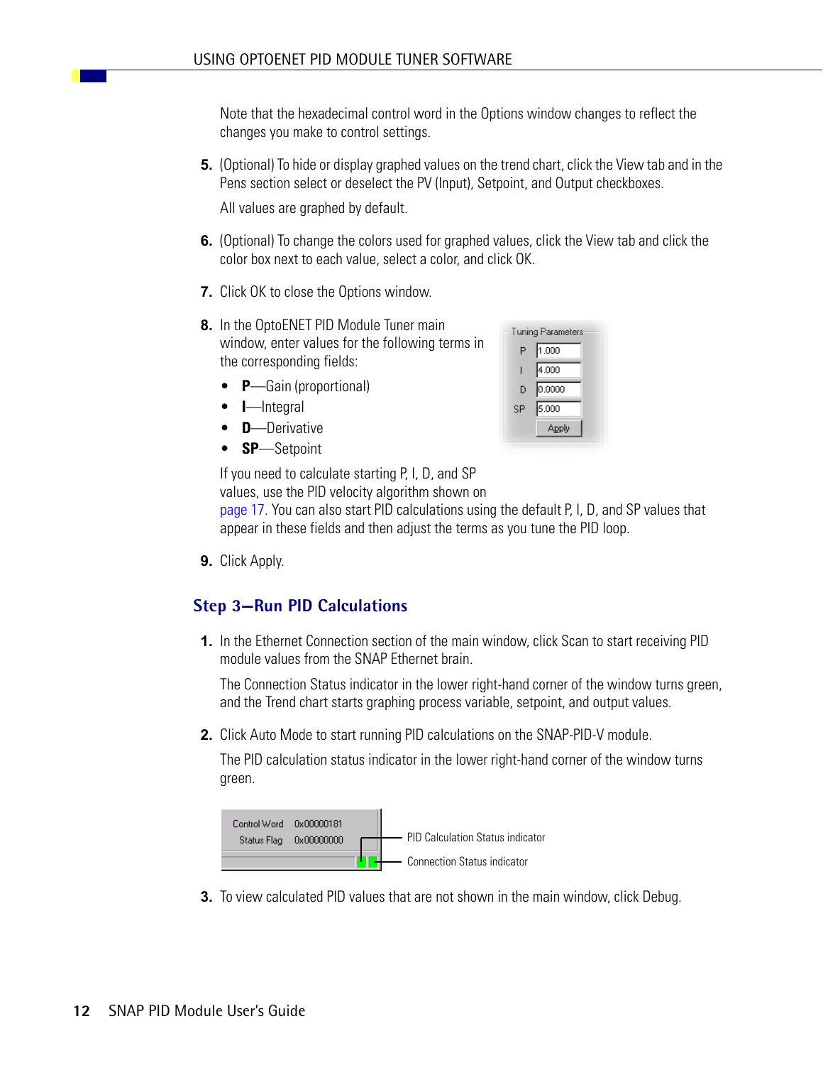Note that the hexadecimal control word in the Options window changes to reflect the changes you make to control settings.

5. (Optional) To hide or display graphed values on the trend chart, click the View tab and in the Pens section select or deselect the PV (Input), Setpoint, and Output checkboxes.

   All values are graphed by default.

6. (Optional) To change the colors used for graphed values, click the View tab and click the color box next to each value, select a color, and click OK.

7. Click OK to close the Options window.

8. In the OptoENET PID Module Tuner main window, enter values for the following terms in the corresponding fields:

   - **P**—Gain (proportional)
   - **I**—Integral
   - **D**—Derivative
   - **SP**—Setpoint

   If you need to calculate starting P, I, D, and SP values, use the PID velocity algorithm shown on page 17. You can also start PID calculations using the default P, I, D, and SP values that appear in these fields and then adjust the terms as you tune the PID loop.

9. Click Apply.

## Step 3—Run PID Calculations

1. In the Ethernet Connection section of the main window, click Scan to start receiving PID module values from the SNAP Ethernet brain.

   The Connection Status indicator in the lower right-hand corner of the window turns green, and the Trend chart starts graphing process variable, setpoint, and output values.

2. Click Auto Mode to start running PID calculations on the SNAP-PID-V module.

   The PID calculation status indicator in the lower right-hand corner of the window turns green.

3. To view calculated PID values that are not shown in the main window, click Debug.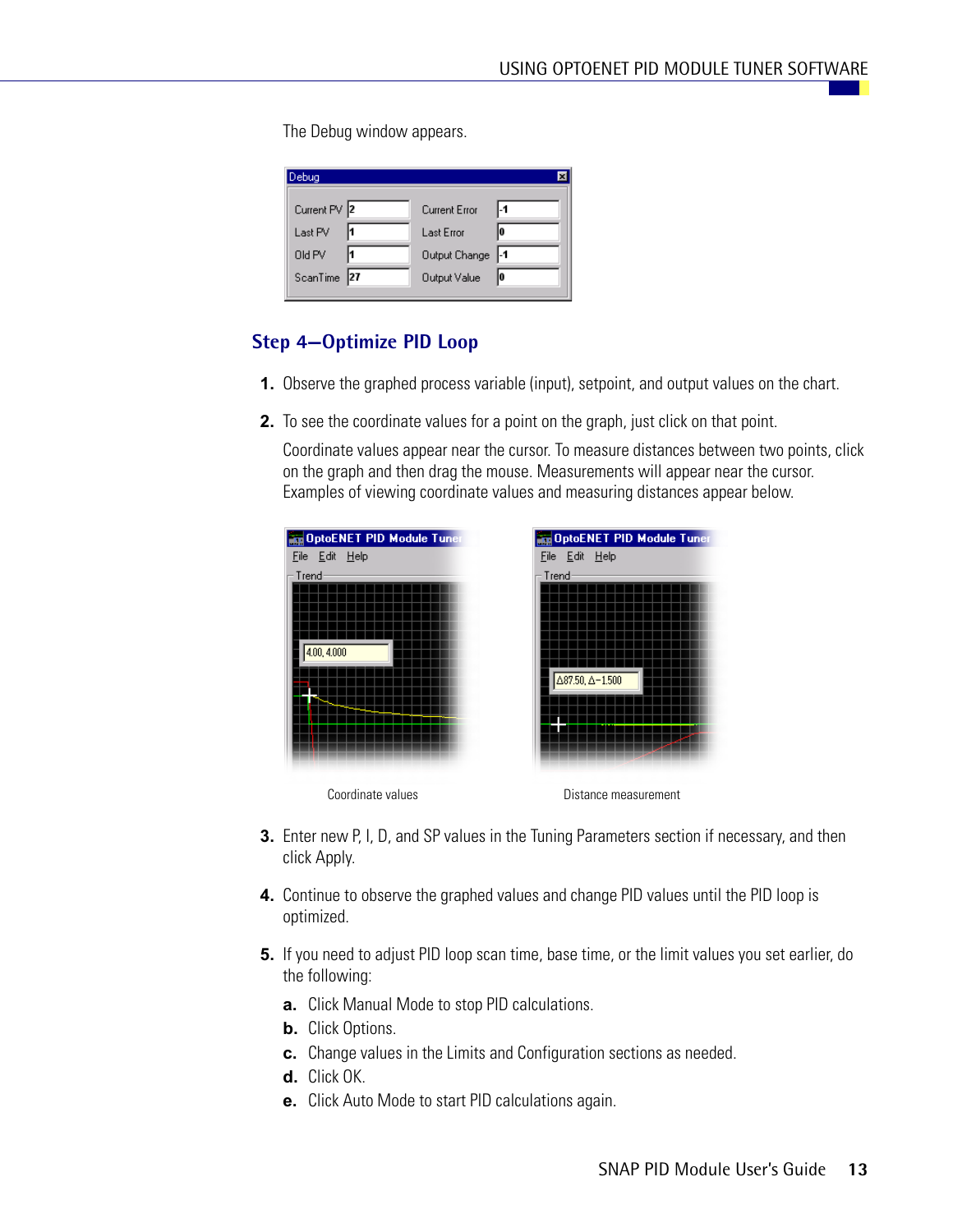The Debug window appears.

## Step 4—Optimize PID Loop

1. Observe the graphed process variable (input), setpoint, and output values on the chart.
2. To see the coordinate values for a point on the graph, just click on that point.

   Coordinate values appear near the cursor. To measure distances between two points, click on the graph and then drag the mouse. Measurements will appear near the cursor. Examples of viewing coordinate values and measuring distances appear below.

   Coordinate values

   Distance measurement

3. Enter new P, I, D, and SP values in the Tuning Parameters section if necessary, and then click Apply.
4. Continue to observe the graphed values and change PID values until the PID loop is optimized.
5. If you need to adjust PID loop scan time, base time, or the limit values you set earlier, do the following:
   - **a.** Click Manual Mode to stop PID calculations.
   - **b.** Click Options.
   - **c.** Change values in the Limits and Configuration sections as needed.
   - **d.** Click OK.
   - **e.** Click Auto Mode to start PID calculations again.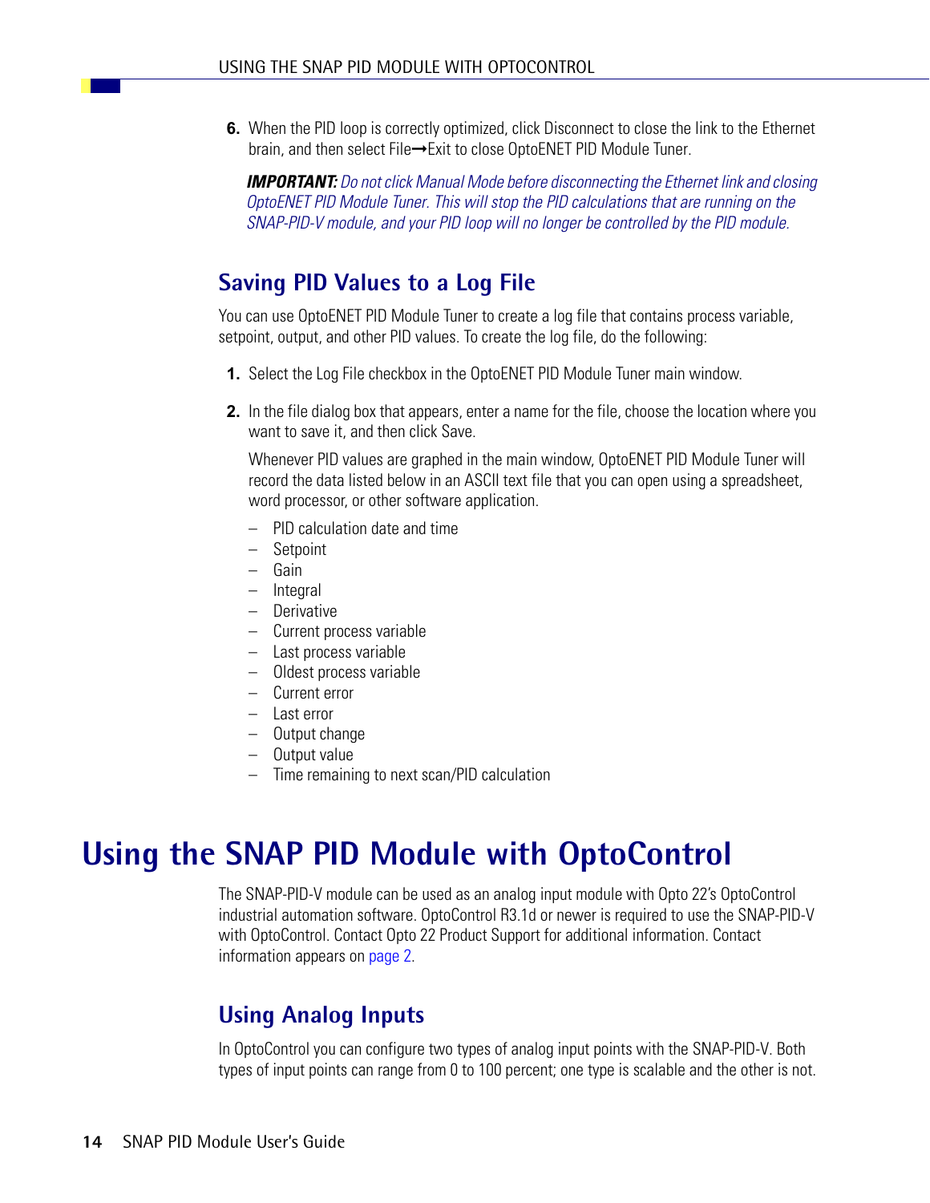6. When the PID loop is correctly optimized, click Disconnect to close the link to the Ethernet brain, and then select File→Exit to close OptoENET PID Module Tuner.

   ***IMPORTANT:*** *Do not click Manual Mode before disconnecting the Ethernet link and closing OptoENET PID Module Tuner. This will stop the PID calculations that are running on the SNAP-PID-V module, and your PID loop will no longer be controlled by the PID module.*

## Saving PID Values to a Log File

You can use OptoENET PID Module Tuner to create a log file that contains process variable, setpoint, output, and other PID values. To create the log file, do the following:

1. Select the Log File checkbox in the OptoENET PID Module Tuner main window.

2. In the file dialog box that appears, enter a name for the file, choose the location where you want to save it, and then click Save.

   Whenever PID values are graphed in the main window, OptoENET PID Module Tuner will record the data listed below in an ASCII text file that you can open using a spreadsheet, word processor, or other software application.

   – PID calculation date and time
   – Setpoint
   – Gain
   – Integral
   – Derivative
   – Current process variable
   – Last process variable
   – Oldest process variable
   – Current error
   – Last error
   – Output change
   – Output value
   – Time remaining to next scan/PID calculation

# Using the SNAP PID Module with OptoControl

The SNAP-PID-V module can be used as an analog input module with Opto 22's OptoControl industrial automation software. OptoControl R3.1d or newer is required to use the SNAP-PID-V with OptoControl. Contact Opto 22 Product Support for additional information. Contact information appears on page 2.

## Using Analog Inputs

In OptoControl you can configure two types of analog input points with the SNAP-PID-V. Both types of input points can range from 0 to 100 percent; one type is scalable and the other is not.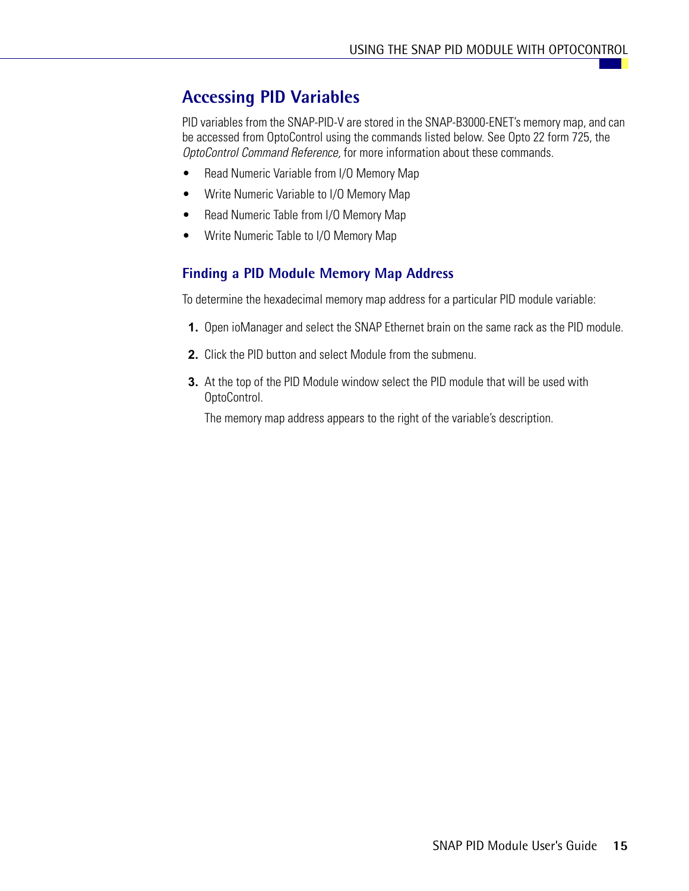## Accessing PID Variables

PID variables from the SNAP-PID-V are stored in the SNAP-B3000-ENET's memory map, and can be accessed from OptoControl using the commands listed below. See Opto 22 form 725, the *OptoControl Command Reference,* for more information about these commands.

- Read Numeric Variable from I/O Memory Map
- Write Numeric Variable to I/O Memory Map
- Read Numeric Table from I/O Memory Map
- Write Numeric Table to I/O Memory Map

### Finding a PID Module Memory Map Address

To determine the hexadecimal memory map address for a particular PID module variable:

1. Open ioManager and select the SNAP Ethernet brain on the same rack as the PID module.
2. Click the PID button and select Module from the submenu.
3. At the top of the PID Module window select the PID module that will be used with OptoControl.

   The memory map address appears to the right of the variable's description.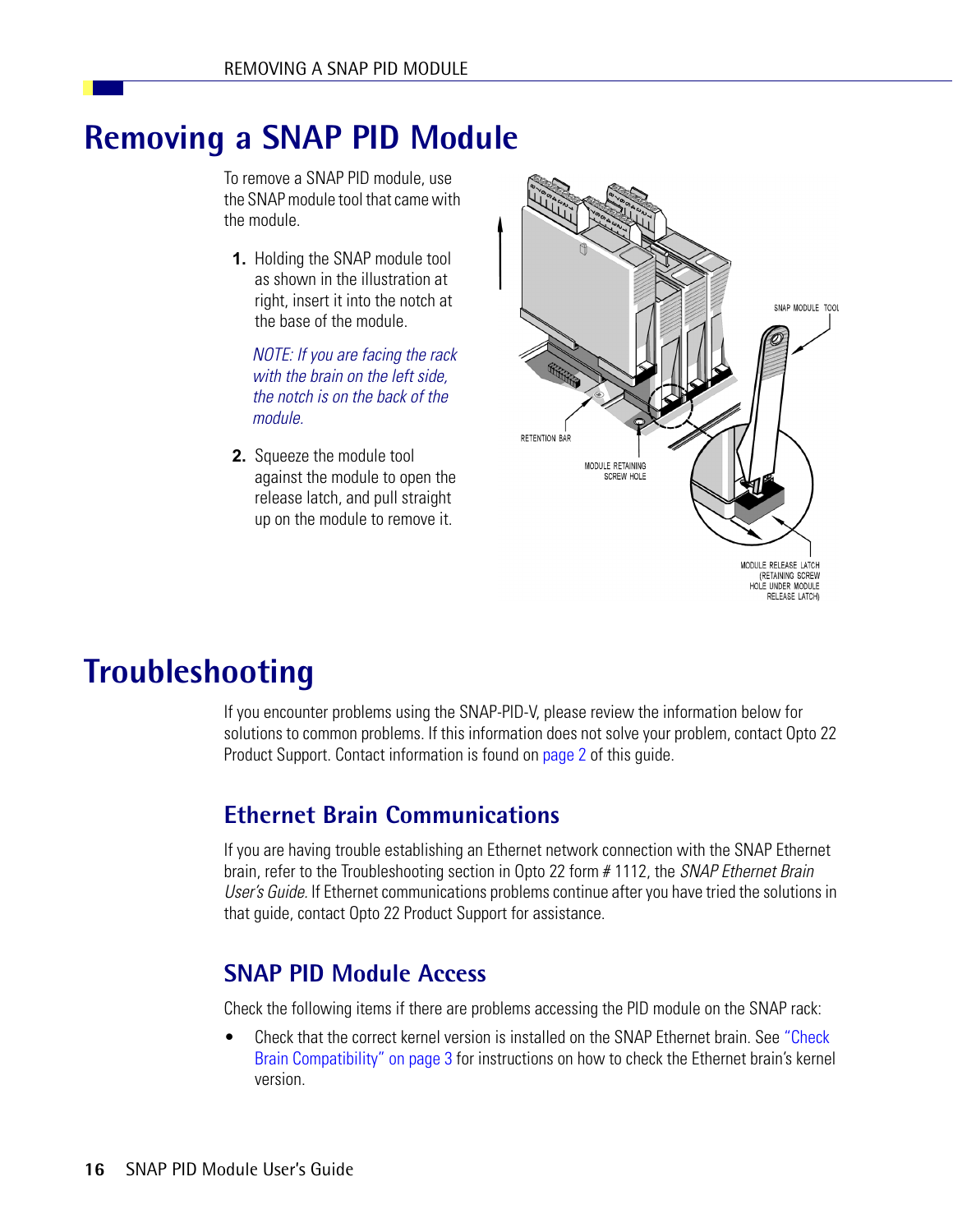# Removing a SNAP PID Module

To remove a SNAP PID module, use the SNAP module tool that came with the module.

1. Holding the SNAP module tool as shown in the illustration at right, insert it into the notch at the base of the module.

   *NOTE: If you are facing the rack with the brain on the left side, the notch is on the back of the module.*

2. Squeeze the module tool against the module to open the release latch, and pull straight up on the module to remove it.

# Troubleshooting

If you encounter problems using the SNAP-PID-V, please review the information below for solutions to common problems. If this information does not solve your problem, contact Opto 22 Product Support. Contact information is found on page 2 of this guide.

## Ethernet Brain Communications

If you are having trouble establishing an Ethernet network connection with the SNAP Ethernet brain, refer to the Troubleshooting section in Opto 22 form # 1112, the *SNAP Ethernet Brain User's Guide.* If Ethernet communications problems continue after you have tried the solutions in that guide, contact Opto 22 Product Support for assistance.

## SNAP PID Module Access

Check the following items if there are problems accessing the PID module on the SNAP rack:

- Check that the correct kernel version is installed on the SNAP Ethernet brain. See "Check Brain Compatibility" on page 3 for instructions on how to check the Ethernet brain's kernel version.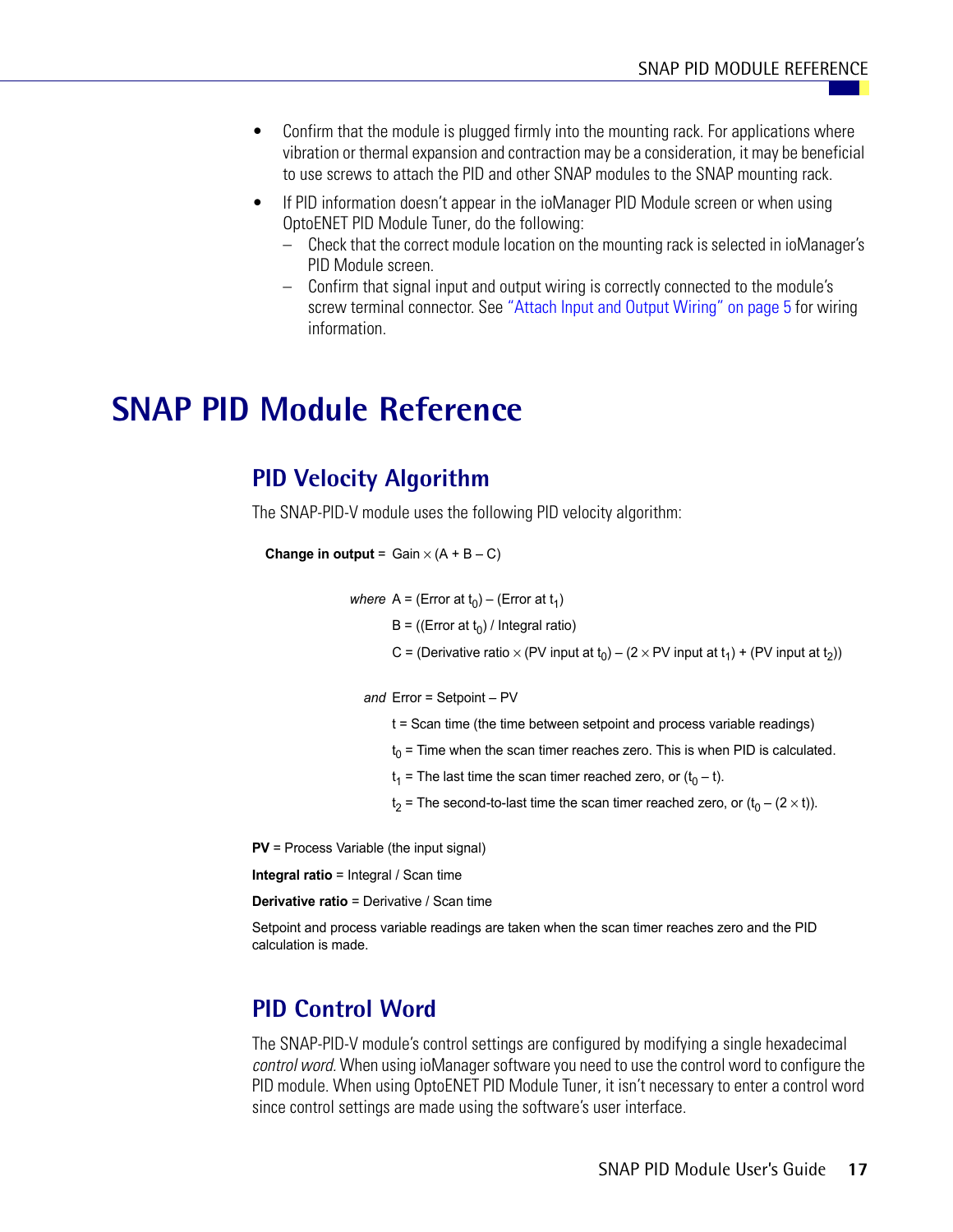- Confirm that the module is plugged firmly into the mounting rack. For applications where vibration or thermal expansion and contraction may be a consideration, it may be beneficial to use screws to attach the PID and other SNAP modules to the SNAP mounting rack.
- If PID information doesn't appear in the ioManager PID Module screen or when using OptoENET PID Module Tuner, do the following:
  - Check that the correct module location on the mounting rack is selected in ioManager's PID Module screen.
  - Confirm that signal input and output wiring is correctly connected to the module's screw terminal connector. See "Attach Input and Output Wiring" on page 5 for wiring information.

# SNAP PID Module Reference

## PID Velocity Algorithm

The SNAP-PID-V module uses the following PID velocity algorithm:

**Change in output** = Gain $\times$ (A + B – C)

*where* A = (Error at $t_0$) – (Error at $t_1$)

B = ((Error at $t_0$) / Integral ratio)

C = (Derivative ratio $\times$ (PV input at $t_0$) – (2 $\times$ PV input at $t_1$) + (PV input at $t_2$))

*and* Error = Setpoint – PV

t = Scan time (the time between setpoint and process variable readings)

$t_0$ = Time when the scan timer reaches zero. This is when PID is calculated.

$t_1$ = The last time the scan timer reached zero, or ($t_0$ – t).

$t_2$ = The second-to-last time the scan timer reached zero, or ($t_0$ – (2 $\times$ t)).

**PV** = Process Variable (the input signal)

**Integral ratio** = Integral / Scan time

**Derivative ratio** = Derivative / Scan time

Setpoint and process variable readings are taken when the scan timer reaches zero and the PID calculation is made.

## PID Control Word

The SNAP-PID-V module's control settings are configured by modifying a single hexadecimal *control word*. When using ioManager software you need to use the control word to configure the PID module. When using OptoENET PID Module Tuner, it isn't necessary to enter a control word since control settings are made using the software's user interface.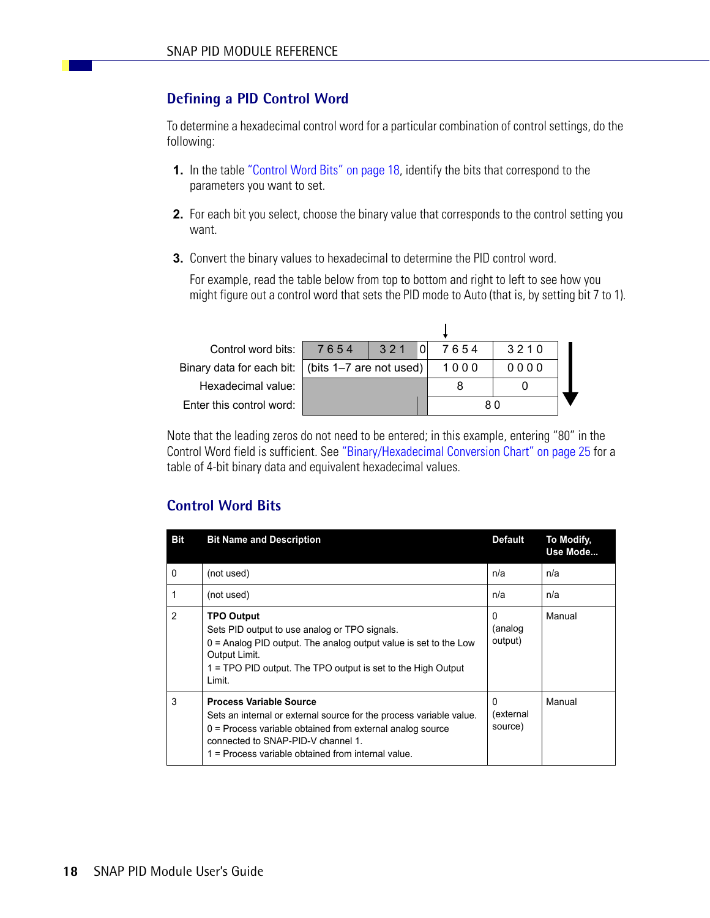## Defining a PID Control Word

To determine a hexadecimal control word for a particular combination of control settings, do the following:

1. In the table "Control Word Bits" on page 18, identify the bits that correspond to the parameters you want to set.

2. For each bit you select, choose the binary value that corresponds to the control setting you want.

3. Convert the binary values to hexadecimal to determine the PID control word.

   For example, read the table below from top to bottom and right to left to see how you might figure out a control word that sets the PID mode to Auto (that is, by setting bit 7 to 1).

| | | | | | |
|---|---|---|---|---|---|
| Control word bits: | 7 6 5 4 | 3 2 1 | 0 | 7 6 5 4 | 3 2 1 0 |
| Binary data for each bit: | (bits 1–7 are not used) | | | 1 0 0 0 | 0 0 0 0 |
| Hexadecimal value: | | | | 8 | 0 |
| Enter this control word: | | | | 8 0 | |

Note that the leading zeros do not need to be entered; in this example, entering "80" in the Control Word field is sufficient. See "Binary/Hexadecimal Conversion Chart" on page 25 for a table of 4-bit binary data and equivalent hexadecimal values.

## Control Word Bits

| Bit | Bit Name and Description | Default | To Modify, Use Mode... |
|---|---|---|---|
| 0 | (not used) | n/a | n/a |
| 1 | (not used) | n/a | n/a |
| 2 | **TPO Output**<br>Sets PID output to use analog or TPO signals.<br>0 = Analog PID output. The analog output value is set to the Low Output Limit.<br>1 = TPO PID output. The TPO output is set to the High Output Limit. | 0 (analog output) | Manual |
| 3 | **Process Variable Source**<br>Sets an internal or external source for the process variable value.<br>0 = Process variable obtained from external analog source connected to SNAP-PID-V channel 1.<br>1 = Process variable obtained from internal value. | 0 (external source) | Manual |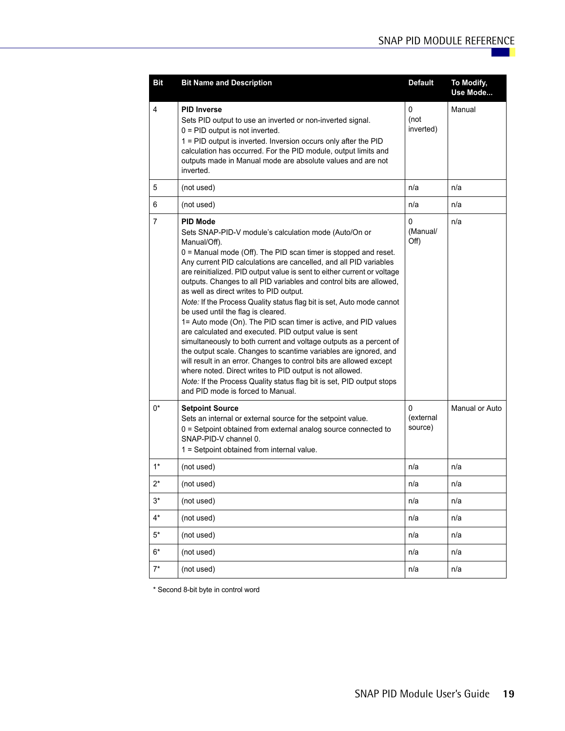| Bit | Bit Name and Description | Default | To Modify, Use Mode... |
|---|---|---|---|
| 4 | **PID Inverse**<br>Sets PID output to use an inverted or non-inverted signal.<br>0 = PID output is not inverted.<br>1 = PID output is inverted. Inversion occurs only after the PID calculation has occurred. For the PID module, output limits and outputs made in Manual mode are absolute values and are not inverted. | 0 (not inverted) | Manual |
| 5 | (not used) | n/a | n/a |
| 6 | (not used) | n/a | n/a |
| 7 | **PID Mode**<br>Sets SNAP-PID-V module's calculation mode (Auto/On or Manual/Off).<br>0 = Manual mode (Off). The PID scan timer is stopped and reset. Any current PID calculations are cancelled, and all PID variables are reinitialized. PID output value is sent to either current or voltage outputs. Changes to all PID variables and control bits are allowed, as well as direct writes to PID output.<br>*Note:* If the Process Quality status flag bit is set, Auto mode cannot be used until the flag is cleared.<br>1= Auto mode (On). The PID scan timer is active, and PID values are calculated and executed. PID output value is sent simultaneously to both current and voltage outputs as a percent of the output scale. Changes to scantime variables are ignored, and will result in an error. Changes to control bits are allowed except where noted. Direct writes to PID output is not allowed.<br>*Note:* If the Process Quality status flag bit is set, PID output stops and PID mode is forced to Manual. | 0 (Manual/ Off) | n/a |
| 0* | **Setpoint Source**<br>Sets an internal or external source for the setpoint value.<br>0 = Setpoint obtained from external analog source connected to SNAP-PID-V channel 0.<br>1 = Setpoint obtained from internal value. | 0 (external source) | Manual or Auto |
| 1* | (not used) | n/a | n/a |
| 2* | (not used) | n/a | n/a |
| 3* | (not used) | n/a | n/a |
| 4* | (not used) | n/a | n/a |
| 5* | (not used) | n/a | n/a |
| 6* | (not used) | n/a | n/a |
| 7* | (not used) | n/a | n/a |

* Second 8-bit byte in control word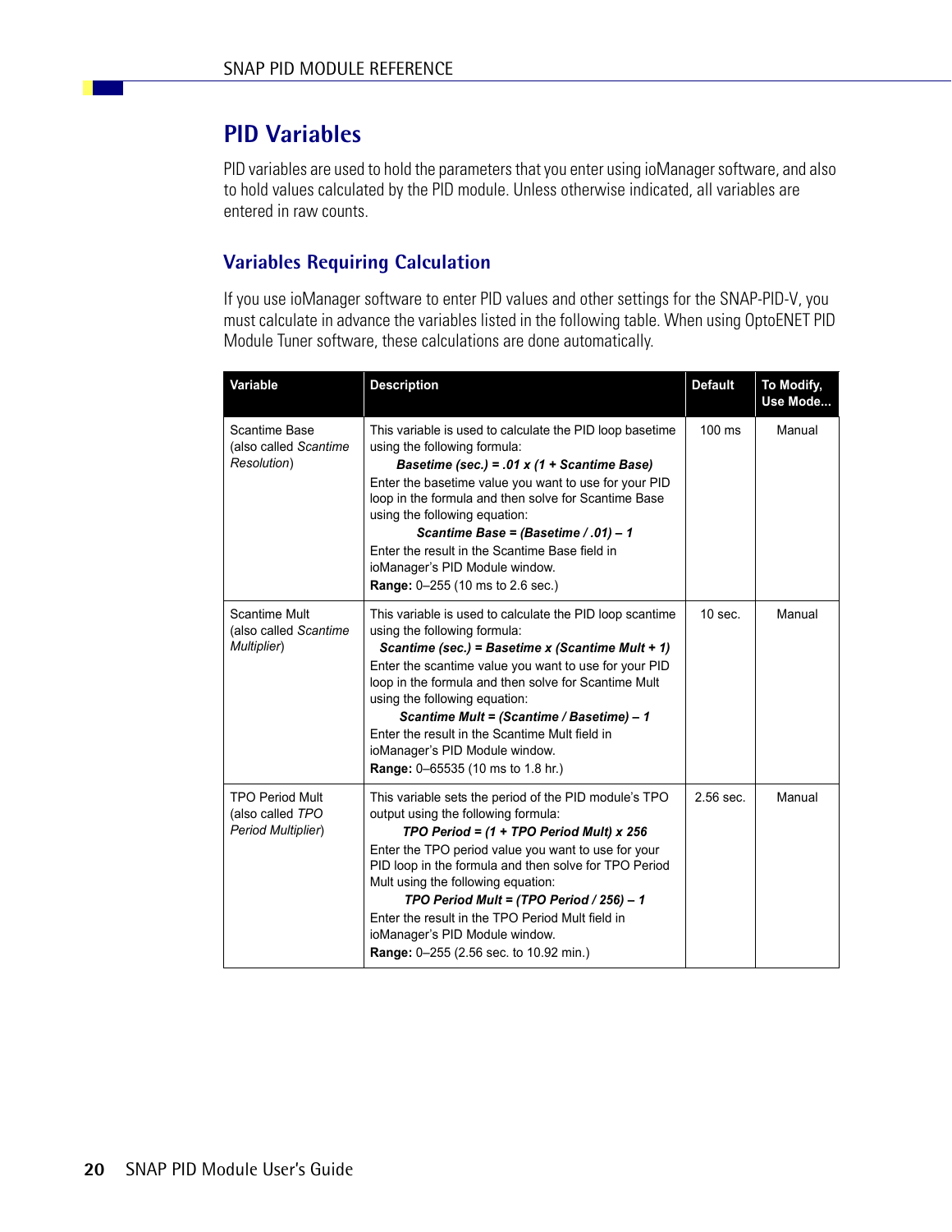# PID Variables

PID variables are used to hold the parameters that you enter using ioManager software, and also to hold values calculated by the PID module. Unless otherwise indicated, all variables are entered in raw counts.

## Variables Requiring Calculation

If you use ioManager software to enter PID values and other settings for the SNAP-PID-V, you must calculate in advance the variables listed in the following table. When using OptoENET PID Module Tuner software, these calculations are done automatically.

| Variable | Description | Default | To Modify, Use Mode... |
|---|---|---|---|
| Scantime Base (also called *Scantime Resolution*) | This variable is used to calculate the PID loop basetime using the following formula: ***Basetime (sec.) = .01 x (1 + Scantime Base)*** Enter the basetime value you want to use for your PID loop in the formula and then solve for Scantime Base using the following equation: ***Scantime Base = (Basetime / .01) – 1*** Enter the result in the Scantime Base field in ioManager's PID Module window. **Range:** 0–255 (10 ms to 2.6 sec.) | 100 ms | Manual |
| Scantime Mult (also called *Scantime Multiplier*) | This variable is used to calculate the PID loop scantime using the following formula: ***Scantime (sec.) = Basetime x (Scantime Mult + 1)*** Enter the scantime value you want to use for your PID loop in the formula and then solve for Scantime Mult using the following equation: ***Scantime Mult = (Scantime / Basetime) – 1*** Enter the result in the Scantime Mult field in ioManager's PID Module window. **Range:** 0–65535 (10 ms to 1.8 hr.) | 10 sec. | Manual |
| TPO Period Mult (also called *TPO Period Multiplier*) | This variable sets the period of the PID module's TPO output using the following formula: ***TPO Period = (1 + TPO Period Mult) x 256*** Enter the TPO period value you want to use for your PID loop in the formula and then solve for TPO Period Mult using the following equation: ***TPO Period Mult = (TPO Period / 256) – 1*** Enter the result in the TPO Period Mult field in ioManager's PID Module window. **Range:** 0–255 (2.56 sec. to 10.92 min.) | 2.56 sec. | Manual |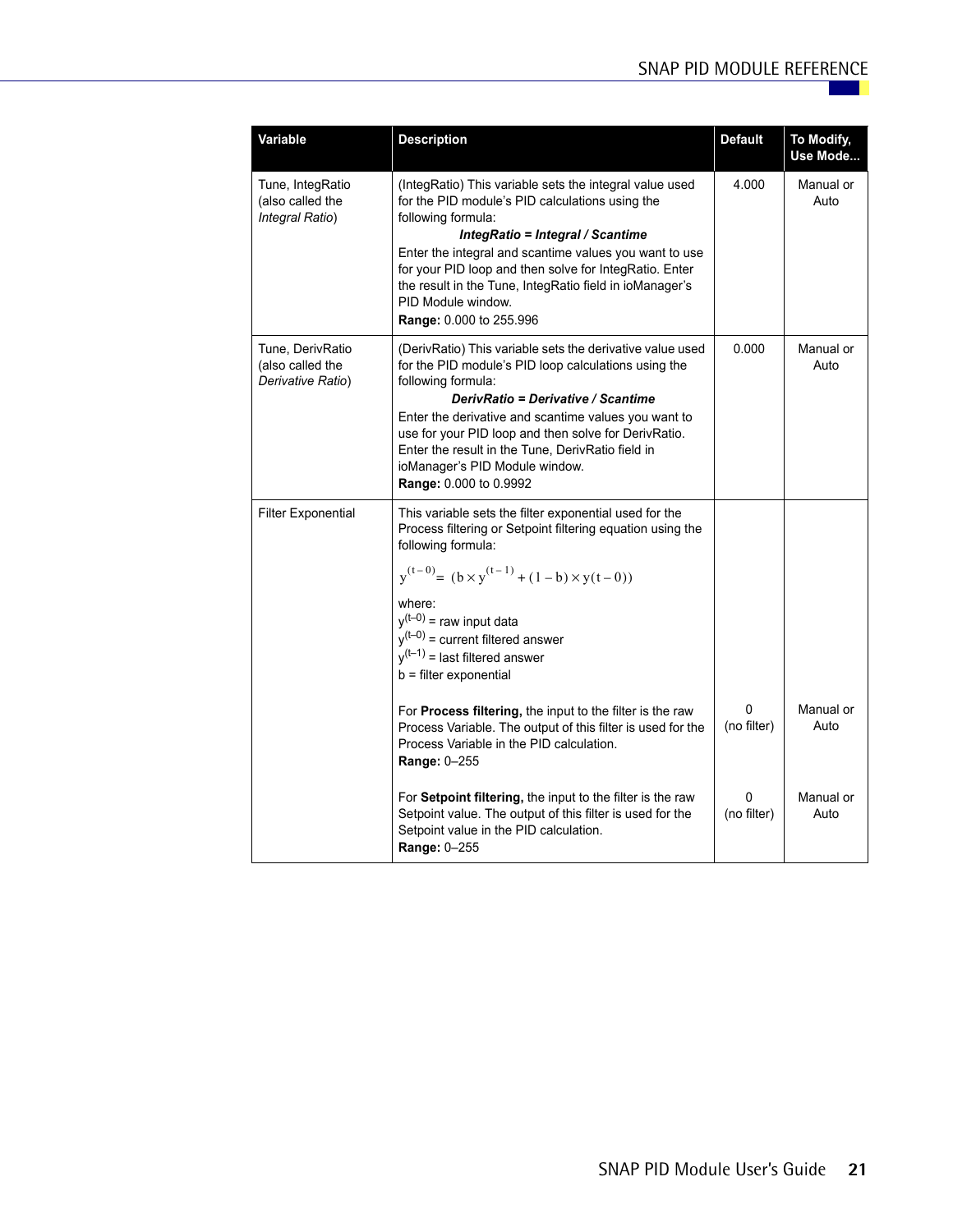| Variable | Description | Default | To Modify, Use Mode... |
|---|---|---|---|
| Tune, IntegRatio (also called the *Integral Ratio*) | (IntegRatio) This variable sets the integral value used for the PID module's PID calculations using the following formula: ***IntegRatio = Integral / Scantime*** Enter the integral and scantime values you want to use for your PID loop and then solve for IntegRatio. Enter the result in the Tune, IntegRatio field in ioManager's PID Module window. **Range:** 0.000 to 255.996 | 4.000 | Manual or Auto |
| Tune, DerivRatio (also called the *Derivative Ratio*) | (DerivRatio) This variable sets the derivative value used for the PID module's PID loop calculations using the following formula: ***DerivRatio = Derivative / Scantime*** Enter the derivative and scantime values you want to use for your PID loop and then solve for DerivRatio. Enter the result in the Tune, DerivRatio field in ioManager's PID Module window. **Range:** 0.000 to 0.9992 | 0.000 | Manual or Auto |
| Filter Exponential | This variable sets the filter exponential used for the Process filtering or Setpoint filtering equation using the following formula: $y^{(t-0)} = (b \times y^{(t-1)} + (1-b) \times y(t-0))$ where: $y^{(t-0)}$ = raw input data; $y^{(t-0)}$ = current filtered answer; $y^{(t-1)}$ = last filtered answer; b = filter exponential | | |
| | For **Process filtering,** the input to the filter is the raw Process Variable. The output of this filter is used for the Process Variable in the PID calculation. **Range:** 0–255 | 0 (no filter) | Manual or Auto |
| | For **Setpoint filtering,** the input to the filter is the raw Setpoint value. The output of this filter is used for the Setpoint value in the PID calculation. **Range:** 0–255 | 0 (no filter) | Manual or Auto |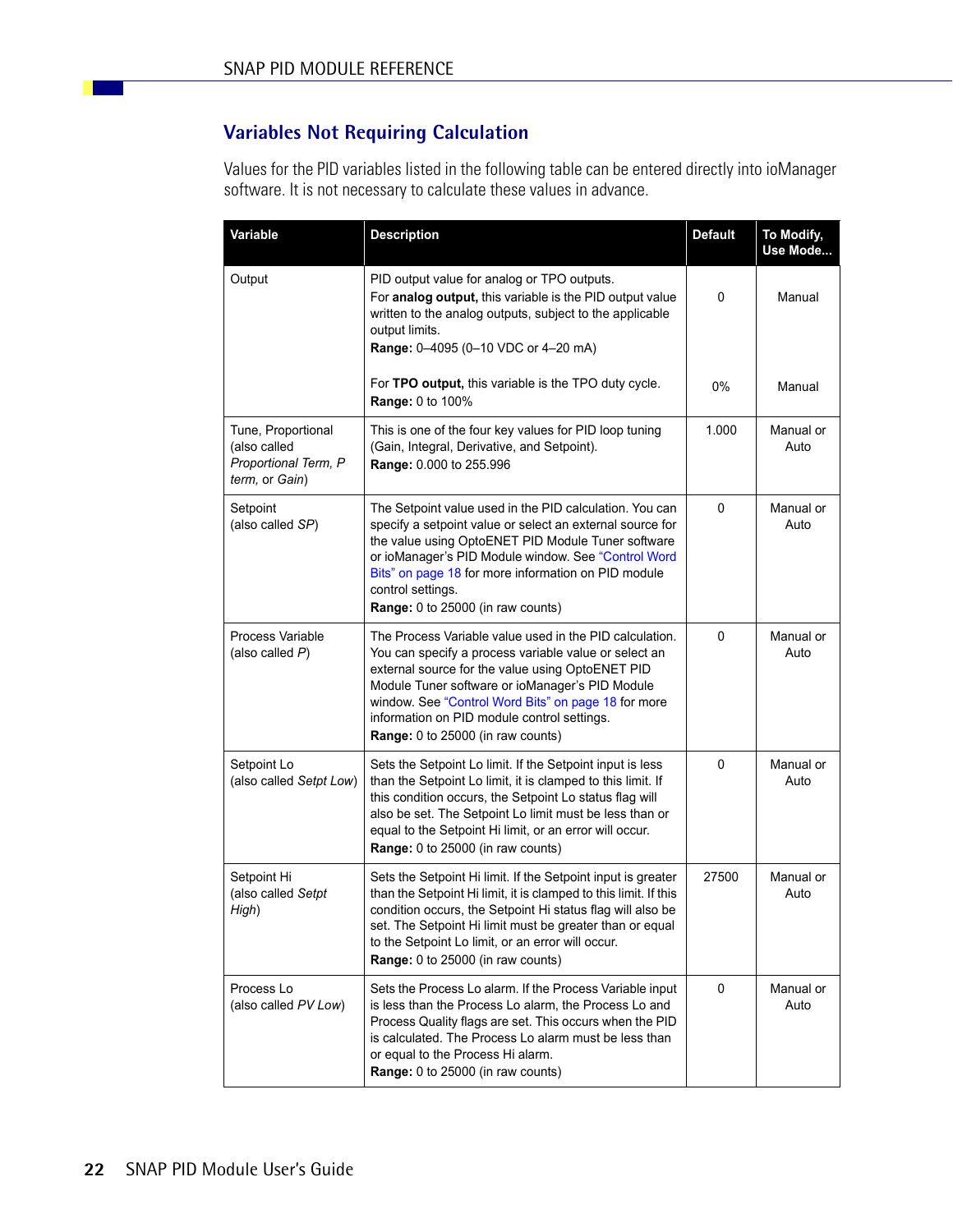## Variables Not Requiring Calculation

Values for the PID variables listed in the following table can be entered directly into ioManager software. It is not necessary to calculate these values in advance.

| Variable | Description | Default | To Modify, Use Mode... |
|---|---|---|---|
| Output | PID output value for analog or TPO outputs.<br>For **analog output,** this variable is the PID output value written to the analog outputs, subject to the applicable output limits.<br>**Range:** 0–4095 (0–10 VDC or 4–20 mA)<br><br>For **TPO output,** this variable is the TPO duty cycle.<br>**Range:** 0 to 100% | 0<br><br><br><br><br>0% | Manual<br><br><br><br><br>Manual |
| Tune, Proportional (also called *Proportional Term, P term,* or *Gain*) | This is one of the four key values for PID loop tuning (Gain, Integral, Derivative, and Setpoint).<br>**Range:** 0.000 to 255.996 | 1.000 | Manual or Auto |
| Setpoint (also called *SP*) | The Setpoint value used in the PID calculation. You can specify a setpoint value or select an external source for the value using OptoENET PID Module Tuner software or ioManager's PID Module window. See "Control Word Bits" on page 18 for more information on PID module control settings.<br>**Range:** 0 to 25000 (in raw counts) | 0 | Manual or Auto |
| Process Variable (also called *P*) | The Process Variable value used in the PID calculation. You can specify a process variable value or select an external source for the value using OptoENET PID Module Tuner software or ioManager's PID Module window. See "Control Word Bits" on page 18 for more information on PID module control settings.<br>**Range:** 0 to 25000 (in raw counts) | 0 | Manual or Auto |
| Setpoint Lo (also called *Setpt Low*) | Sets the Setpoint Lo limit. If the Setpoint input is less than the Setpoint Lo limit, it is clamped to this limit. If this condition occurs, the Setpoint Lo status flag will also be set. The Setpoint Lo limit must be less than or equal to the Setpoint Hi limit, or an error will occur.<br>**Range:** 0 to 25000 (in raw counts) | 0 | Manual or Auto |
| Setpoint Hi (also called *Setpt High*) | Sets the Setpoint Hi limit. If the Setpoint input is greater than the Setpoint Hi limit, it is clamped to this limit. If this condition occurs, the Setpoint Hi status flag will also be set. The Setpoint Hi limit must be greater than or equal to the Setpoint Lo limit, or an error will occur.<br>**Range:** 0 to 25000 (in raw counts) | 27500 | Manual or Auto |
| Process Lo (also called *PV Low*) | Sets the Process Lo alarm. If the Process Variable input is less than the Process Lo alarm, the Process Lo and Process Quality flags are set. This occurs when the PID is calculated. The Process Lo alarm must be less than or equal to the Process Hi alarm.<br>**Range:** 0 to 25000 (in raw counts) | 0 | Manual or Auto |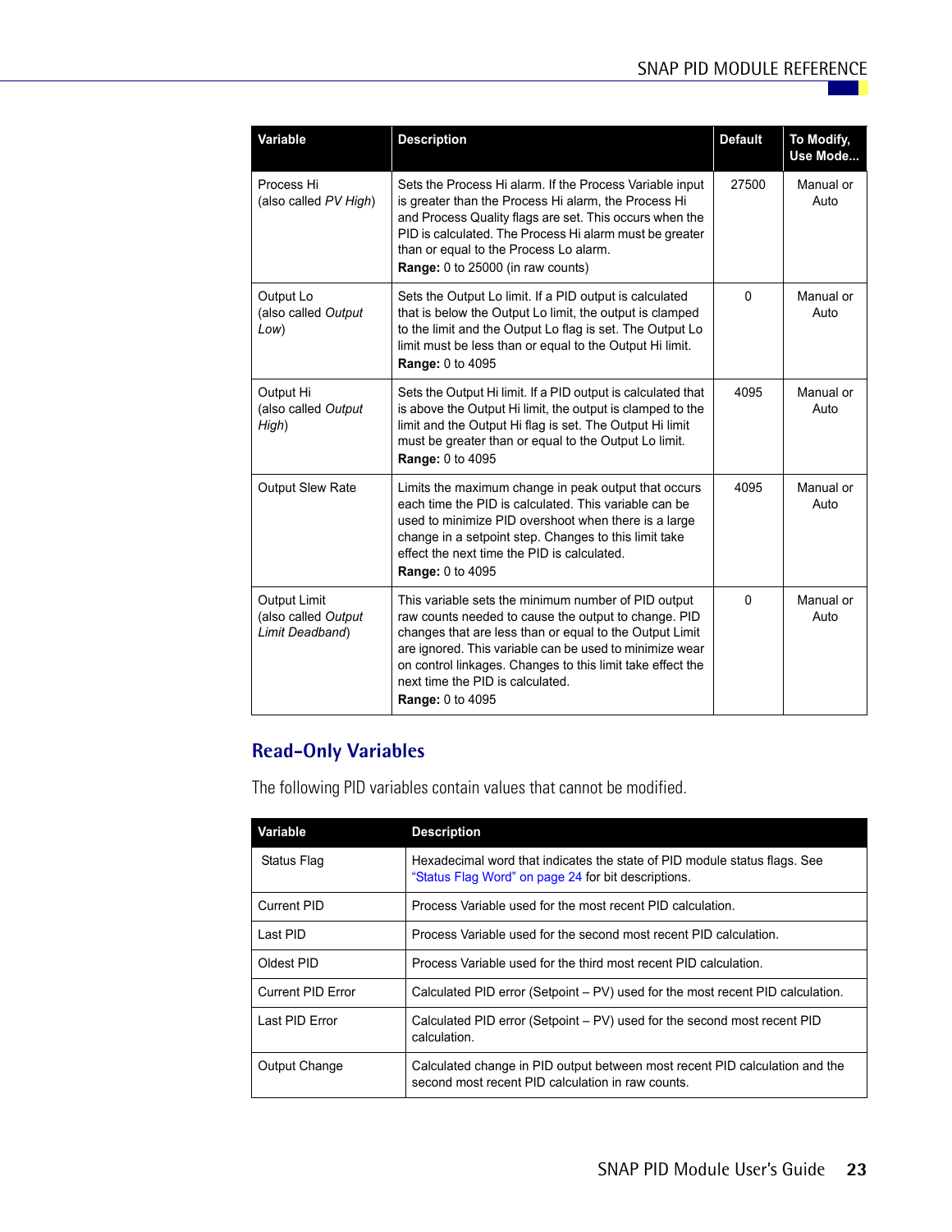| Variable | Description | Default | To Modify, Use Mode... |
|---|---|---|---|
| Process Hi (also called *PV High*) | Sets the Process Hi alarm. If the Process Variable input is greater than the Process Hi alarm, the Process Hi and Process Quality flags are set. This occurs when the PID is calculated. The Process Hi alarm must be greater than or equal to the Process Lo alarm. **Range:** 0 to 25000 (in raw counts) | 27500 | Manual or Auto |
| Output Lo (also called *Output Low*) | Sets the Output Lo limit. If a PID output is calculated that is below the Output Lo limit, the output is clamped to the limit and the Output Lo flag is set. The Output Lo limit must be less than or equal to the Output Hi limit. **Range:** 0 to 4095 | 0 | Manual or Auto |
| Output Hi (also called *Output High*) | Sets the Output Hi limit. If a PID output is calculated that is above the Output Hi limit, the output is clamped to the limit and the Output Hi flag is set. The Output Hi limit must be greater than or equal to the Output Lo limit. **Range:** 0 to 4095 | 4095 | Manual or Auto |
| Output Slew Rate | Limits the maximum change in peak output that occurs each time the PID is calculated. This variable can be used to minimize PID overshoot when there is a large change in a setpoint step. Changes to this limit take effect the next time the PID is calculated. **Range:** 0 to 4095 | 4095 | Manual or Auto |
| Output Limit (also called *Output Limit Deadband*) | This variable sets the minimum number of PID output raw counts needed to cause the output to change. PID changes that are less than or equal to the Output Limit are ignored. This variable can be used to minimize wear on control linkages. Changes to this limit take effect the next time the PID is calculated. **Range:** 0 to 4095 | 0 | Manual or Auto |

## Read-Only Variables

The following PID variables contain values that cannot be modified.

| Variable | Description |
|---|---|
| Status Flag | Hexadecimal word that indicates the state of PID module status flags. See "Status Flag Word" on page 24 for bit descriptions. |
| Current PID | Process Variable used for the most recent PID calculation. |
| Last PID | Process Variable used for the second most recent PID calculation. |
| Oldest PID | Process Variable used for the third most recent PID calculation. |
| Current PID Error | Calculated PID error (Setpoint – PV) used for the most recent PID calculation. |
| Last PID Error | Calculated PID error (Setpoint – PV) used for the second most recent PID calculation. |
| Output Change | Calculated change in PID output between most recent PID calculation and the second most recent PID calculation in raw counts. |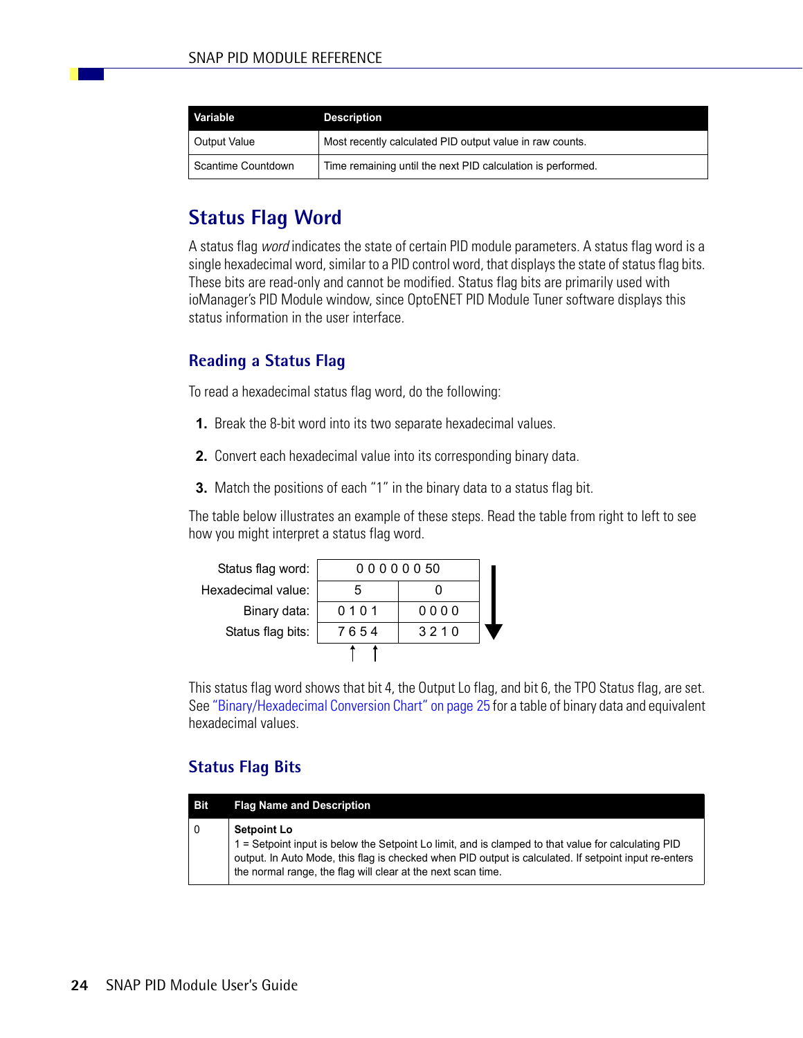| Variable | Description |
|---|---|
| Output Value | Most recently calculated PID output value in raw counts. |
| Scantime Countdown | Time remaining until the next PID calculation is performed. |

## Status Flag Word

A status flag *word* indicates the state of certain PID module parameters. A status flag word is a single hexadecimal word, similar to a PID control word, that displays the state of status flag bits. These bits are read-only and cannot be modified. Status flag bits are primarily used with ioManager's PID Module window, since OptoENET PID Module Tuner software displays this status information in the user interface.

### Reading a Status Flag

To read a hexadecimal status flag word, do the following:

1. Break the 8-bit word into its two separate hexadecimal values.
2. Convert each hexadecimal value into its corresponding binary data.
3. Match the positions of each "1" in the binary data to a status flag bit.

The table below illustrates an example of these steps. Read the table from right to left to see how you might interpret a status flag word.

| | | |
|---|---|---|
| Status flag word: | 0 0 0 0 0 0 50 | |
| Hexadecimal value: | 5 | 0 |
| Binary data: | 0 1 0 1 | 0 0 0 0 |
| Status flag bits: | 7 6 5 4 | 3 2 1 0 |

This status flag word shows that bit 4, the Output Lo flag, and bit 6, the TPO Status flag, are set. See "Binary/Hexadecimal Conversion Chart" on page 25 for a table of binary data and equivalent hexadecimal values.

### Status Flag Bits

| Bit | Flag Name and Description |
|---|---|
| 0 | **Setpoint Lo**<br>1 = Setpoint input is below the Setpoint Lo limit, and is clamped to that value for calculating PID output. In Auto Mode, this flag is checked when PID output is calculated. If setpoint input re-enters the normal range, the flag will clear at the next scan time. |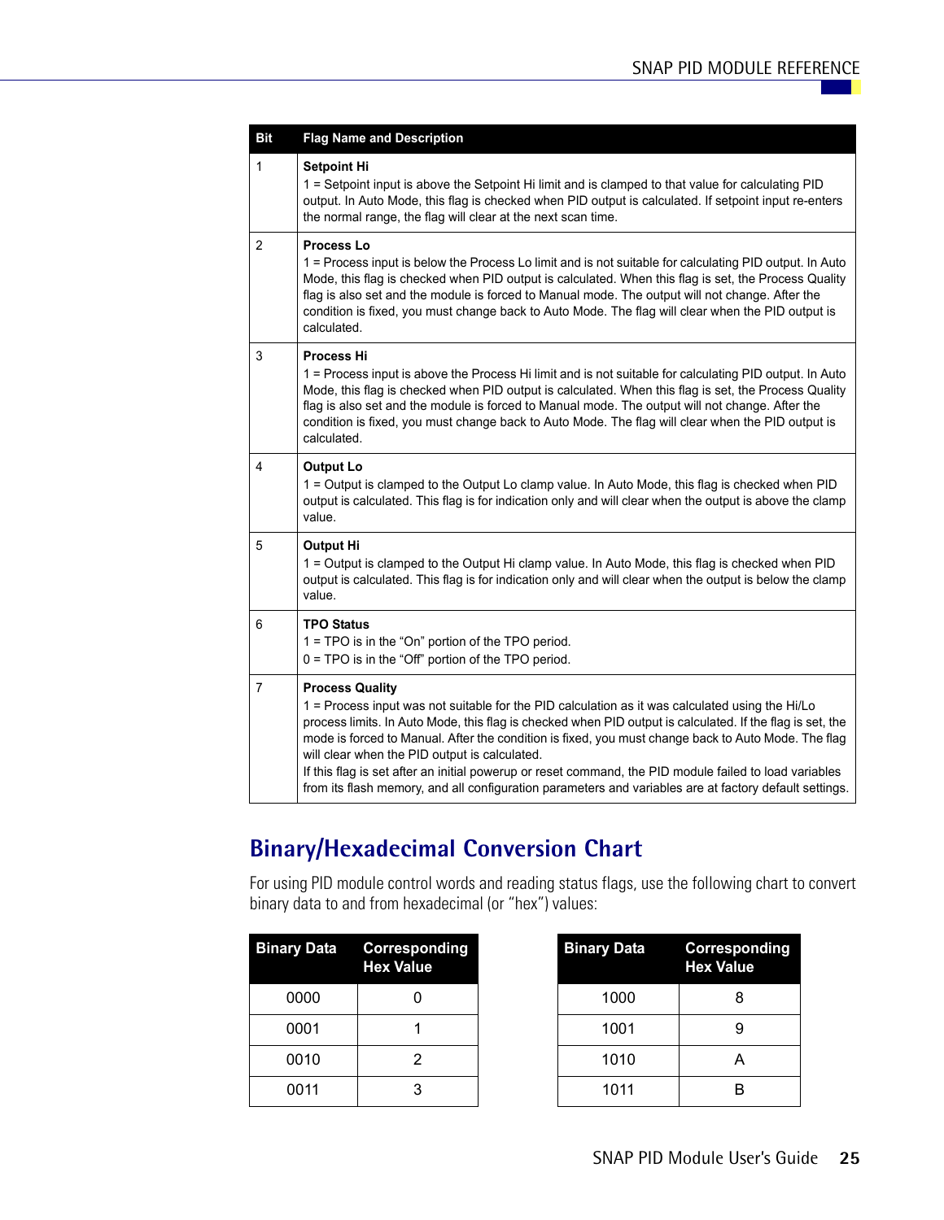| Bit | Flag Name and Description |
|---|---|
| 1 | **Setpoint Hi**<br>1 = Setpoint input is above the Setpoint Hi limit and is clamped to that value for calculating PID output. In Auto Mode, this flag is checked when PID output is calculated. If setpoint input re-enters the normal range, the flag will clear at the next scan time. |
| 2 | **Process Lo**<br>1 = Process input is below the Process Lo limit and is not suitable for calculating PID output. In Auto Mode, this flag is checked when PID output is calculated. When this flag is set, the Process Quality flag is also set and the module is forced to Manual mode. The output will not change. After the condition is fixed, you must change back to Auto Mode. The flag will clear when the PID output is calculated. |
| 3 | **Process Hi**<br>1 = Process input is above the Process Hi limit and is not suitable for calculating PID output. In Auto Mode, this flag is checked when PID output is calculated. When this flag is set, the Process Quality flag is also set and the module is forced to Manual mode. The output will not change. After the condition is fixed, you must change back to Auto Mode. The flag will clear when the PID output is calculated. |
| 4 | **Output Lo**<br>1 = Output is clamped to the Output Lo clamp value. In Auto Mode, this flag is checked when PID output is calculated. This flag is for indication only and will clear when the output is above the clamp value. |
| 5 | **Output Hi**<br>1 = Output is clamped to the Output Hi clamp value. In Auto Mode, this flag is checked when PID output is calculated. This flag is for indication only and will clear when the output is below the clamp value. |
| 6 | **TPO Status**<br>1 = TPO is in the "On" portion of the TPO period.<br>0 = TPO is in the "Off" portion of the TPO period. |
| 7 | **Process Quality**<br>1 = Process input was not suitable for the PID calculation as it was calculated using the Hi/Lo process limits. In Auto Mode, this flag is checked when PID output is calculated. If the flag is set, the mode is forced to Manual. After the condition is fixed, you must change back to Auto Mode. The flag will clear when the PID output is calculated.<br>If this flag is set after an initial powerup or reset command, the PID module failed to load variables from its flash memory, and all configuration parameters and variables are at factory default settings. |

## Binary/Hexadecimal Conversion Chart

For using PID module control words and reading status flags, use the following chart to convert binary data to and from hexadecimal (or "hex") values:

| Binary Data | Corresponding Hex Value |
|---|---|
| 0000 | 0 |
| 0001 | 1 |
| 0010 | 2 |
| 0011 | 3 |

| Binary Data | Corresponding Hex Value |
|---|---|
| 1000 | 8 |
| 1001 | 9 |
| 1010 | A |
| 1011 | B |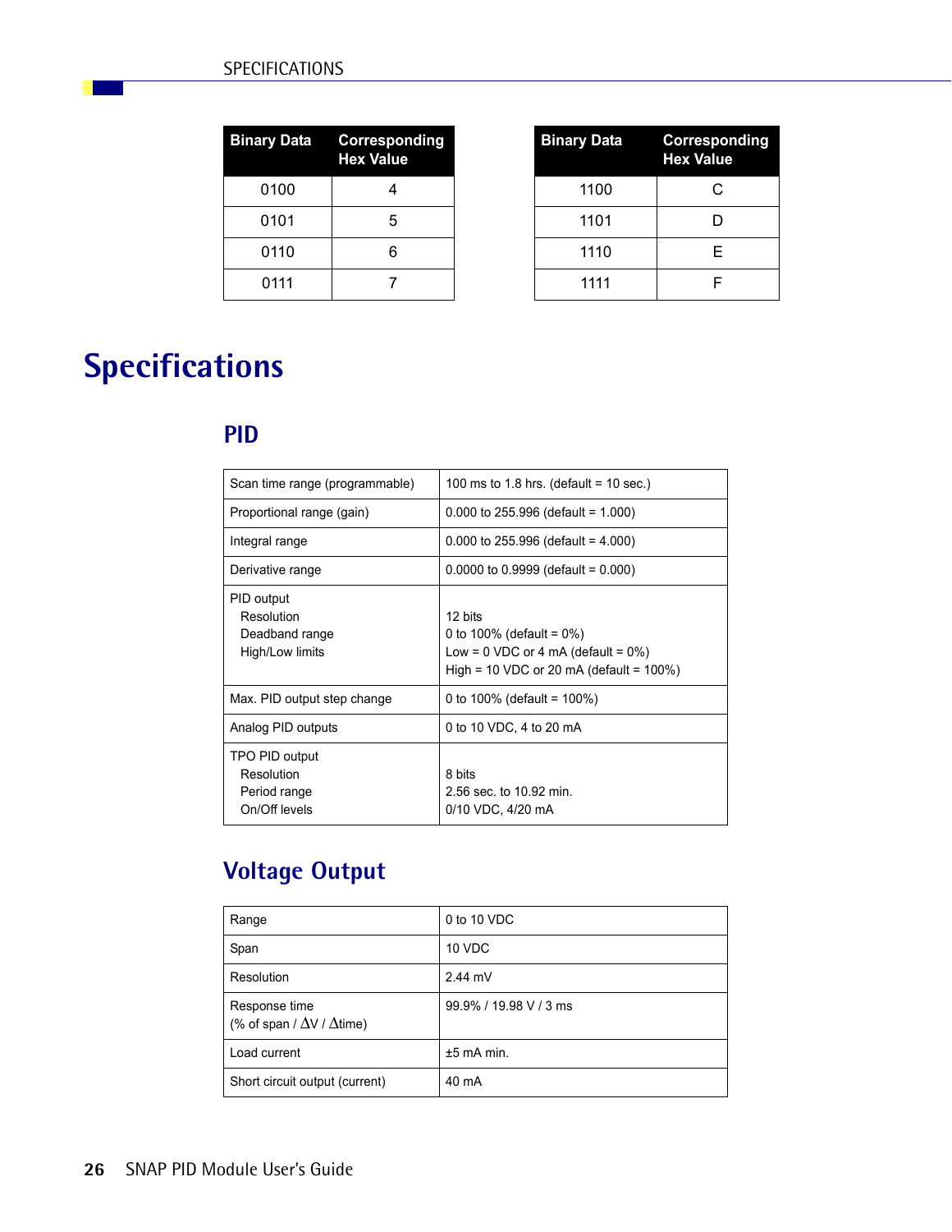| Binary Data | Corresponding Hex Value |
|---|---|
| 0100 | 4 |
| 0101 | 5 |
| 0110 | 6 |
| 0111 | 7 |

| Binary Data | Corresponding Hex Value |
|---|---|
| 1100 | C |
| 1101 | D |
| 1110 | E |
| 1111 | F |

# Specifications

## PID

| | |
|---|---|
| Scan time range (programmable) | 100 ms to 1.8 hrs. (default = 10 sec.) |
| Proportional range (gain) | 0.000 to 255.996 (default = 1.000) |
| Integral range | 0.000 to 255.996 (default = 4.000) |
| Derivative range | 0.0000 to 0.9999 (default = 0.000) |
| PID output<br>Resolution<br>Deadband range<br>High/Low limits | <br>12 bits<br>0 to 100% (default = 0%)<br>Low = 0 VDC or 4 mA (default = 0%)<br>High = 10 VDC or 20 mA (default = 100%) |
| Max. PID output step change | 0 to 100% (default = 100%) |
| Analog PID outputs | 0 to 10 VDC, 4 to 20 mA |
| TPO PID output<br>Resolution<br>Period range<br>On/Off levels | <br>8 bits<br>2.56 sec. to 10.92 min.<br>0/10 VDC, 4/20 mA |

## Voltage Output

| | |
|---|---|
| Range | 0 to 10 VDC |
| Span | 10 VDC |
| Resolution | 2.44 mV |
| Response time<br>(% of span / $\Delta$V / $\Delta$time) | 99.9% / 19.98 V / 3 ms |
| Load current | ±5 mA min. |
| Short circuit output (current) | 40 mA |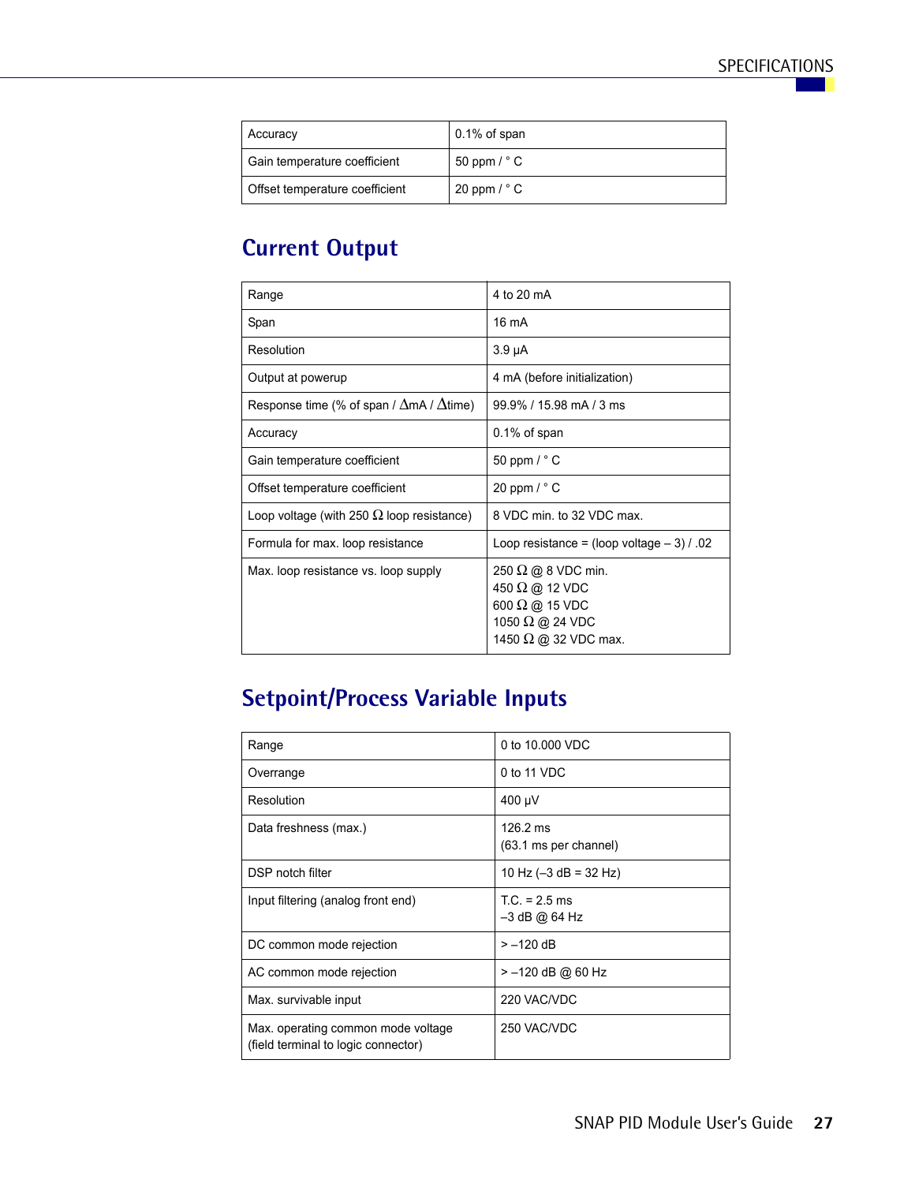| Accuracy | 0.1% of span |
|---|---|
| Gain temperature coefficient | 50 ppm / ° C |
| Offset temperature coefficient | 20 ppm / ° C |

## Current Output

| Range | 4 to 20 mA |
|---|---|
| Span | 16 mA |
| Resolution | 3.9 µA |
| Output at powerup | 4 mA (before initialization) |
| Response time (% of span / ΔmA / Δtime) | 99.9% / 15.98 mA / 3 ms |
| Accuracy | 0.1% of span |
| Gain temperature coefficient | 50 ppm / ° C |
| Offset temperature coefficient | 20 ppm / ° C |
| Loop voltage (with 250 Ω loop resistance) | 8 VDC min. to 32 VDC max. |
| Formula for max. loop resistance | Loop resistance = (loop voltage – 3) / .02 |
| Max. loop resistance vs. loop supply | 250 Ω @ 8 VDC min.<br>450 Ω @ 12 VDC<br>600 Ω @ 15 VDC<br>1050 Ω @ 24 VDC<br>1450 Ω @ 32 VDC max. |

## Setpoint/Process Variable Inputs

| Range | 0 to 10.000 VDC |
|---|---|
| Overrange | 0 to 11 VDC |
| Resolution | 400 µV |
| Data freshness (max.) | 126.2 ms<br>(63.1 ms per channel) |
| DSP notch filter | 10 Hz (–3 dB = 32 Hz) |
| Input filtering (analog front end) | T.C. = 2.5 ms<br>–3 dB @ 64 Hz |
| DC common mode rejection | > –120 dB |
| AC common mode rejection | > –120 dB @ 60 Hz |
| Max. survivable input | 220 VAC/VDC |
| Max. operating common mode voltage (field terminal to logic connector) | 250 VAC/VDC |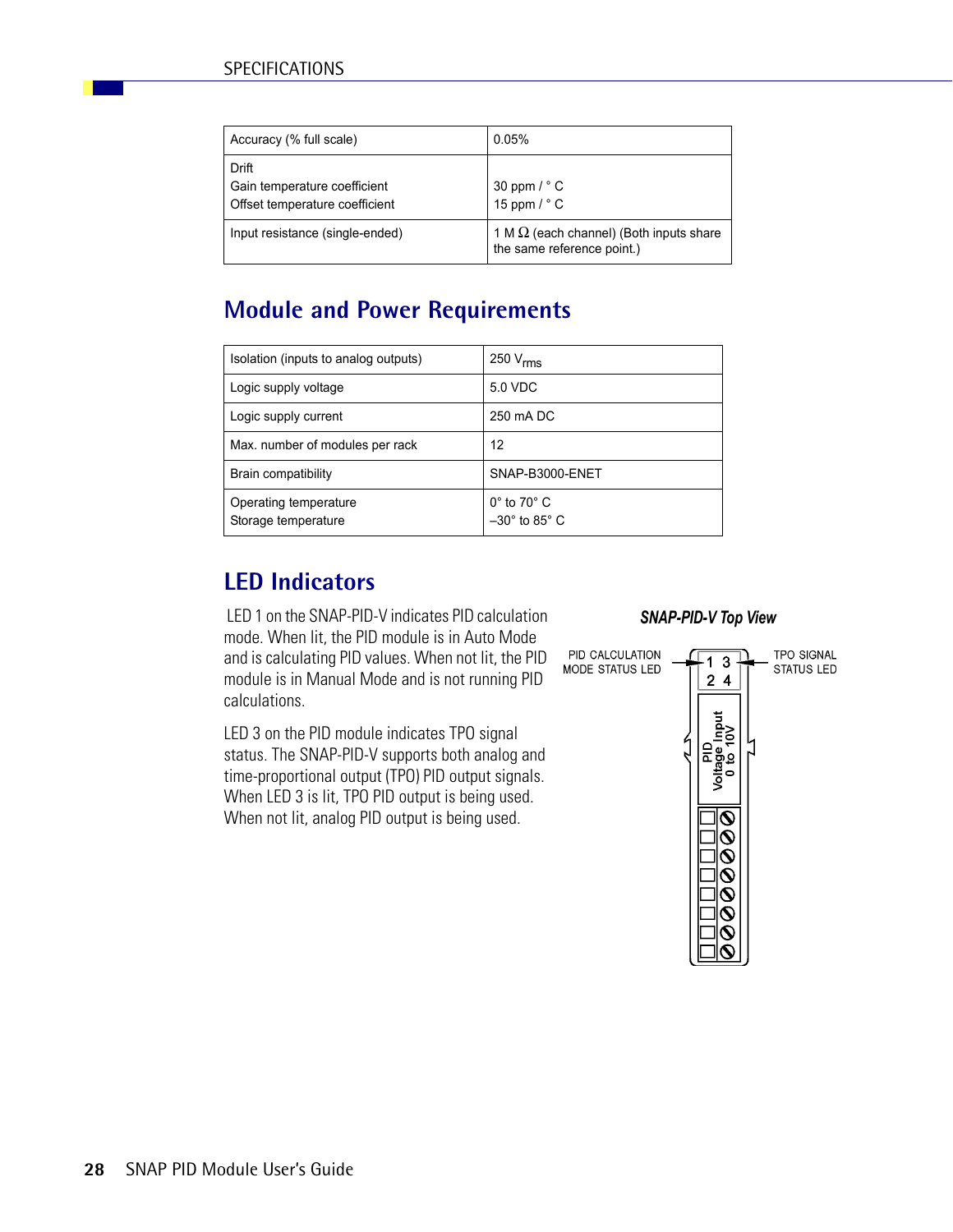| | |
|---|---|
| Accuracy (% full scale) | 0.05% |
| Drift<br>Gain temperature coefficient<br>Offset temperature coefficient | <br>30 ppm / ° C<br>15 ppm / ° C |
| Input resistance (single-ended) | 1 M Ω (each channel) (Both inputs share the same reference point.) |

## Module and Power Requirements

| | |
|---|---|
| Isolation (inputs to analog outputs) | 250 $V_{rms}$ |
| Logic supply voltage | 5.0 VDC |
| Logic supply current | 250 mA DC |
| Max. number of modules per rack | 12 |
| Brain compatibility | SNAP-B3000-ENET |
| Operating temperature<br>Storage temperature | 0° to 70° C<br>–30° to 85° C |

## LED Indicators

LED 1 on the SNAP-PID-V indicates PID calculation mode. When lit, the PID module is in Auto Mode and is calculating PID values. When not lit, the PID module is in Manual Mode and is not running PID calculations.

LED 3 on the PID module indicates TPO signal status. The SNAP-PID-V supports both analog and time-proportional output (TPO) PID output signals. When LED 3 is lit, TPO PID output is being used. When not lit, analog PID output is being used.

***SNAP-PID-V Top View***

PID CALCULATION MODE STATUS LED

TPO SIGNAL STATUS LED

1 3
2 4

PID Voltage Input 0 to 10V